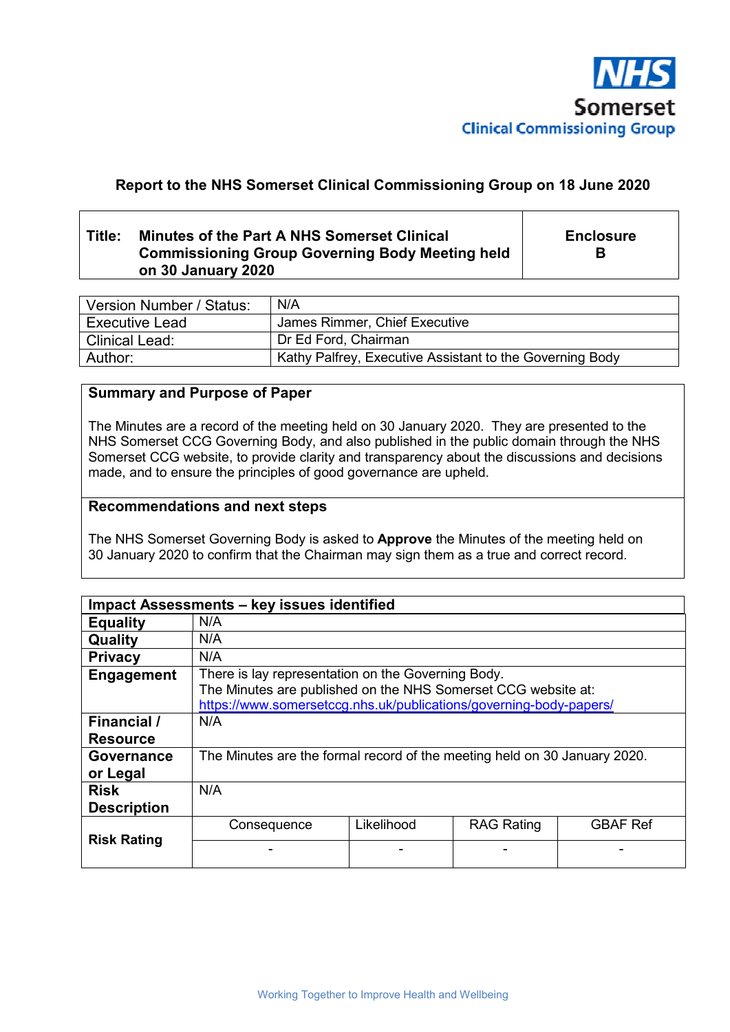NHS Somerset Clinical Commissioning Group

## Report to the NHS Somerset Clinical Commissioning Group on 18 June 2020

| **Title: Minutes of the Part A NHS Somerset Clinical Commissioning Group Governing Body Meeting held on 30 January 2020** | **Enclosure B** |
|---|---|

| Version Number / Status: | N/A |
|---|---|
| Executive Lead | James Rimmer, Chief Executive |
| Clinical Lead: | Dr Ed Ford, Chairman |
| Author: | Kathy Palfrey, Executive Assistant to the Governing Body |

### Summary and Purpose of Paper

The Minutes are a record of the meeting held on 30 January 2020. They are presented to the NHS Somerset CCG Governing Body, and also published in the public domain through the NHS Somerset CCG website, to provide clarity and transparency about the discussions and decisions made, and to ensure the principles of good governance are upheld.

### Recommendations and next steps

The NHS Somerset Governing Body is asked to **Approve** the Minutes of the meeting held on 30 January 2020 to confirm that the Chairman may sign them as a true and correct record.

| **Impact Assessments – key issues identified** | | | | |
|---|---|---|---|---|
| **Equality** | N/A | | | |
| **Quality** | N/A | | | |
| **Privacy** | N/A | | | |
| **Engagement** | There is lay representation on the Governing Body. The Minutes are published on the NHS Somerset CCG website at: https://www.somersetccg.nhs.uk/publications/governing-body-papers/ | | | |
| **Financial / Resource** | N/A | | | |
| **Governance or Legal** | The Minutes are the formal record of the meeting held on 30 January 2020. | | | |
| **Risk Description** | N/A | | | |
| **Risk Rating** | Consequence | Likelihood | RAG Rating | GBAF Ref |
| | - | - | - | - |

Working Together to Improve Health and Wellbeing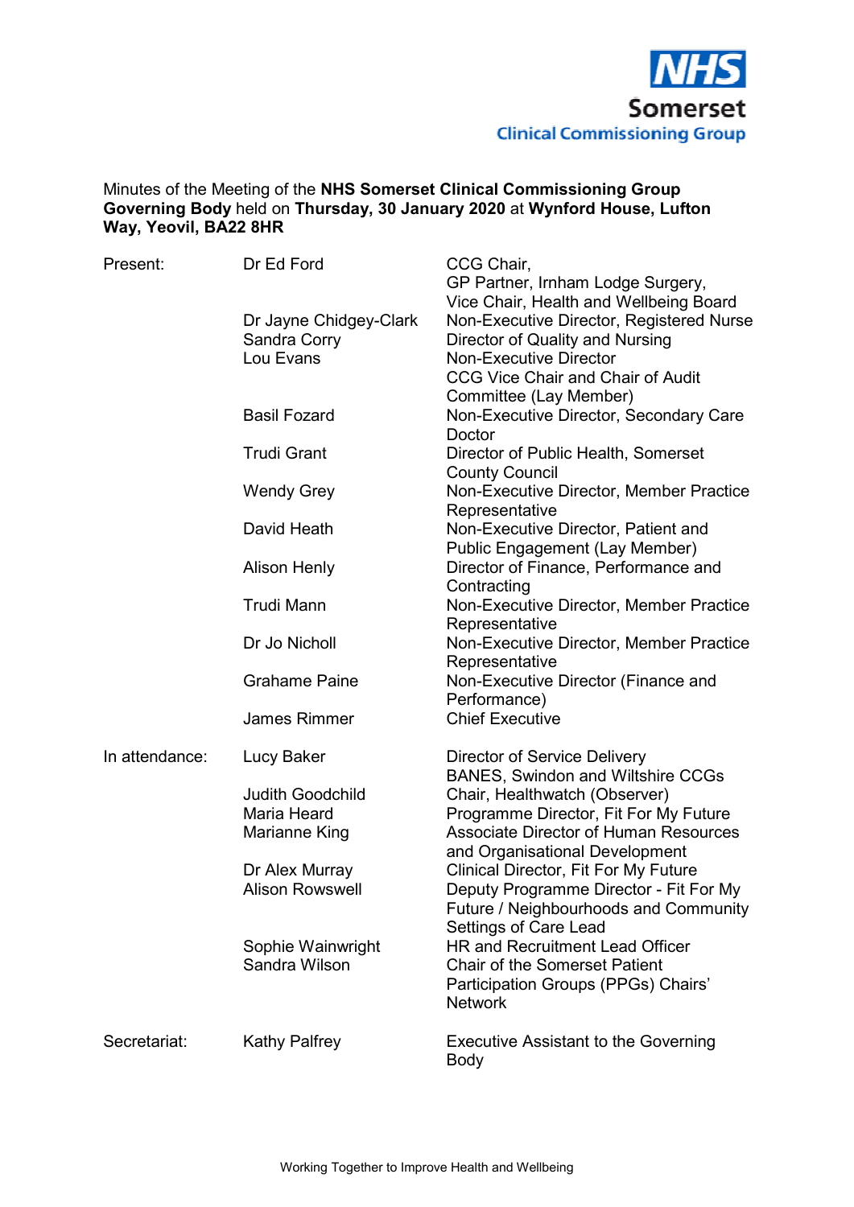NHS Somerset Clinical Commissioning Group

Minutes of the Meeting of the **NHS Somerset Clinical Commissioning Group Governing Body** held on **Thursday, 30 January 2020** at **Wynford House, Lufton Way, Yeovil, BA22 8HR**

| | | |
|---|---|---|
| Present: | Dr Ed Ford | CCG Chair, GP Partner, Irnham Lodge Surgery, Vice Chair, Health and Wellbeing Board |
| | Dr Jayne Chidgey-Clark | Non-Executive Director, Registered Nurse |
| | Sandra Corry | Director of Quality and Nursing |
| | Lou Evans | Non-Executive Director CCG Vice Chair and Chair of Audit Committee (Lay Member) |
| | Basil Fozard | Non-Executive Director, Secondary Care Doctor |
| | Trudi Grant | Director of Public Health, Somerset County Council |
| | Wendy Grey | Non-Executive Director, Member Practice Representative |
| | David Heath | Non-Executive Director, Patient and Public Engagement (Lay Member) |
| | Alison Henly | Director of Finance, Performance and Contracting |
| | Trudi Mann | Non-Executive Director, Member Practice Representative |
| | Dr Jo Nicholl | Non-Executive Director, Member Practice Representative |
| | Grahame Paine | Non-Executive Director (Finance and Performance) |
| | James Rimmer | Chief Executive |
| In attendance: | Lucy Baker | Director of Service Delivery BANES, Swindon and Wiltshire CCGs |
| | Judith Goodchild | Chair, Healthwatch (Observer) |
| | Maria Heard | Programme Director, Fit For My Future |
| | Marianne King | Associate Director of Human Resources and Organisational Development |
| | Dr Alex Murray | Clinical Director, Fit For My Future |
| | Alison Rowswell | Deputy Programme Director - Fit For My Future / Neighbourhoods and Community Settings of Care Lead |
| | Sophie Wainwright | HR and Recruitment Lead Officer |
| | Sandra Wilson | Chair of the Somerset Patient Participation Groups (PPGs) Chairs' Network |
| Secretariat: | Kathy Palfrey | Executive Assistant to the Governing Body |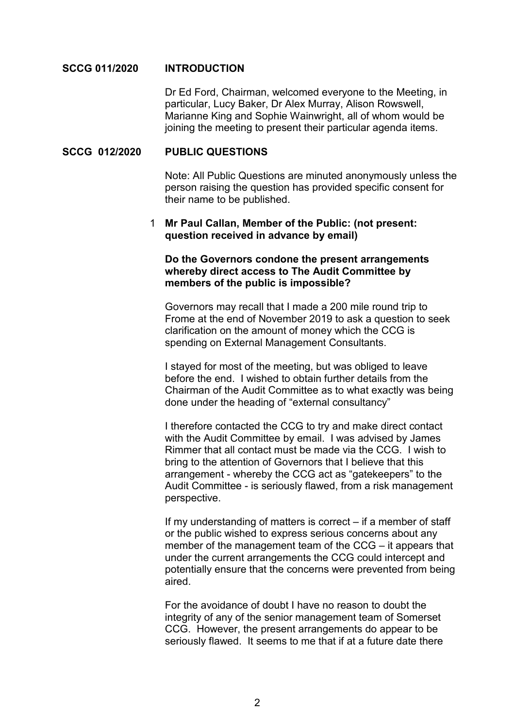**SCCG 011/2020 INTRODUCTION**

Dr Ed Ford, Chairman, welcomed everyone to the Meeting, in particular, Lucy Baker, Dr Alex Murray, Alison Rowswell, Marianne King and Sophie Wainwright, all of whom would be joining the meeting to present their particular agenda items.

**SCCG 012/2020 PUBLIC QUESTIONS**

Note: All Public Questions are minuted anonymously unless the person raising the question has provided specific consent for their name to be published.

1 **Mr Paul Callan, Member of the Public: (not present: question received in advance by email)**

**Do the Governors condone the present arrangements whereby direct access to The Audit Committee by members of the public is impossible?**

Governors may recall that I made a 200 mile round trip to Frome at the end of November 2019 to ask a question to seek clarification on the amount of money which the CCG is spending on External Management Consultants.

I stayed for most of the meeting, but was obliged to leave before the end. I wished to obtain further details from the Chairman of the Audit Committee as to what exactly was being done under the heading of "external consultancy"

I therefore contacted the CCG to try and make direct contact with the Audit Committee by email. I was advised by James Rimmer that all contact must be made via the CCG. I wish to bring to the attention of Governors that I believe that this arrangement - whereby the CCG act as "gatekeepers" to the Audit Committee - is seriously flawed, from a risk management perspective.

If my understanding of matters is correct – if a member of staff or the public wished to express serious concerns about any member of the management team of the CCG – it appears that under the current arrangements the CCG could intercept and potentially ensure that the concerns were prevented from being aired.

For the avoidance of doubt I have no reason to doubt the integrity of any of the senior management team of Somerset CCG. However, the present arrangements do appear to be seriously flawed. It seems to me that if at a future date there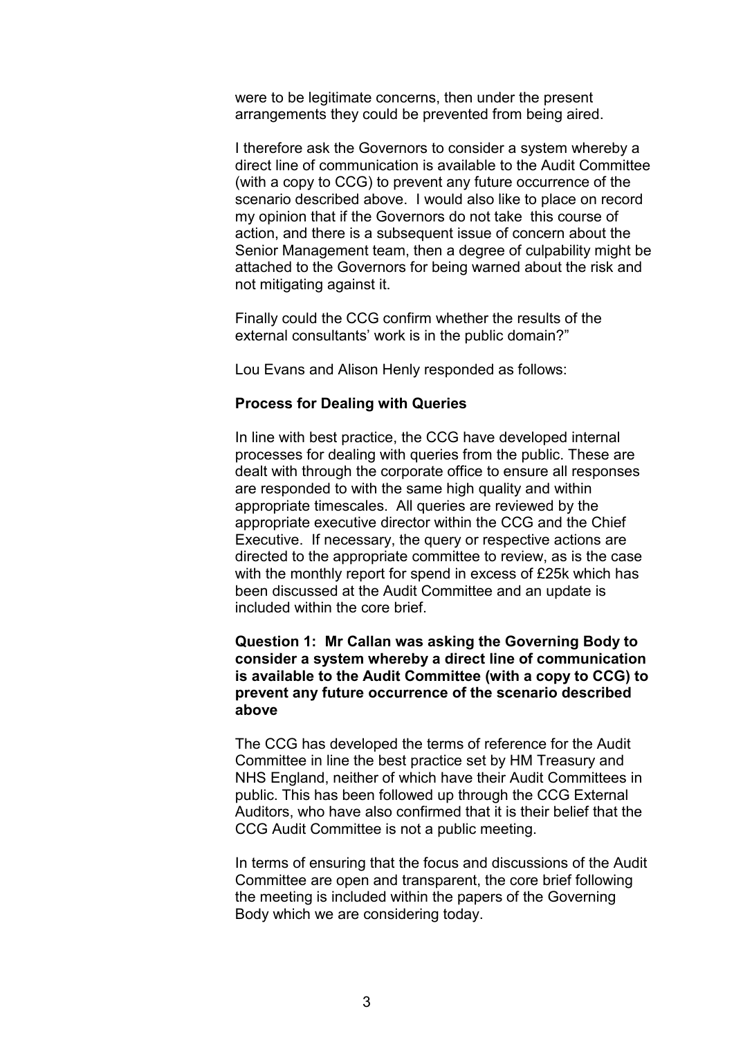were to be legitimate concerns, then under the present arrangements they could be prevented from being aired.

I therefore ask the Governors to consider a system whereby a direct line of communication is available to the Audit Committee (with a copy to CCG) to prevent any future occurrence of the scenario described above. I would also like to place on record my opinion that if the Governors do not take this course of action, and there is a subsequent issue of concern about the Senior Management team, then a degree of culpability might be attached to the Governors for being warned about the risk and not mitigating against it.

Finally could the CCG confirm whether the results of the external consultants' work is in the public domain?"

Lou Evans and Alison Henly responded as follows:

**Process for Dealing with Queries**

In line with best practice, the CCG have developed internal processes for dealing with queries from the public. These are dealt with through the corporate office to ensure all responses are responded to with the same high quality and within appropriate timescales. All queries are reviewed by the appropriate executive director within the CCG and the Chief Executive. If necessary, the query or respective actions are directed to the appropriate committee to review, as is the case with the monthly report for spend in excess of £25k which has been discussed at the Audit Committee and an update is included within the core brief.

**Question 1: Mr Callan was asking the Governing Body to consider a system whereby a direct line of communication is available to the Audit Committee (with a copy to CCG) to prevent any future occurrence of the scenario described above**

The CCG has developed the terms of reference for the Audit Committee in line the best practice set by HM Treasury and NHS England, neither of which have their Audit Committees in public. This has been followed up through the CCG External Auditors, who have also confirmed that it is their belief that the CCG Audit Committee is not a public meeting.

In terms of ensuring that the focus and discussions of the Audit Committee are open and transparent, the core brief following the meeting is included within the papers of the Governing Body which we are considering today.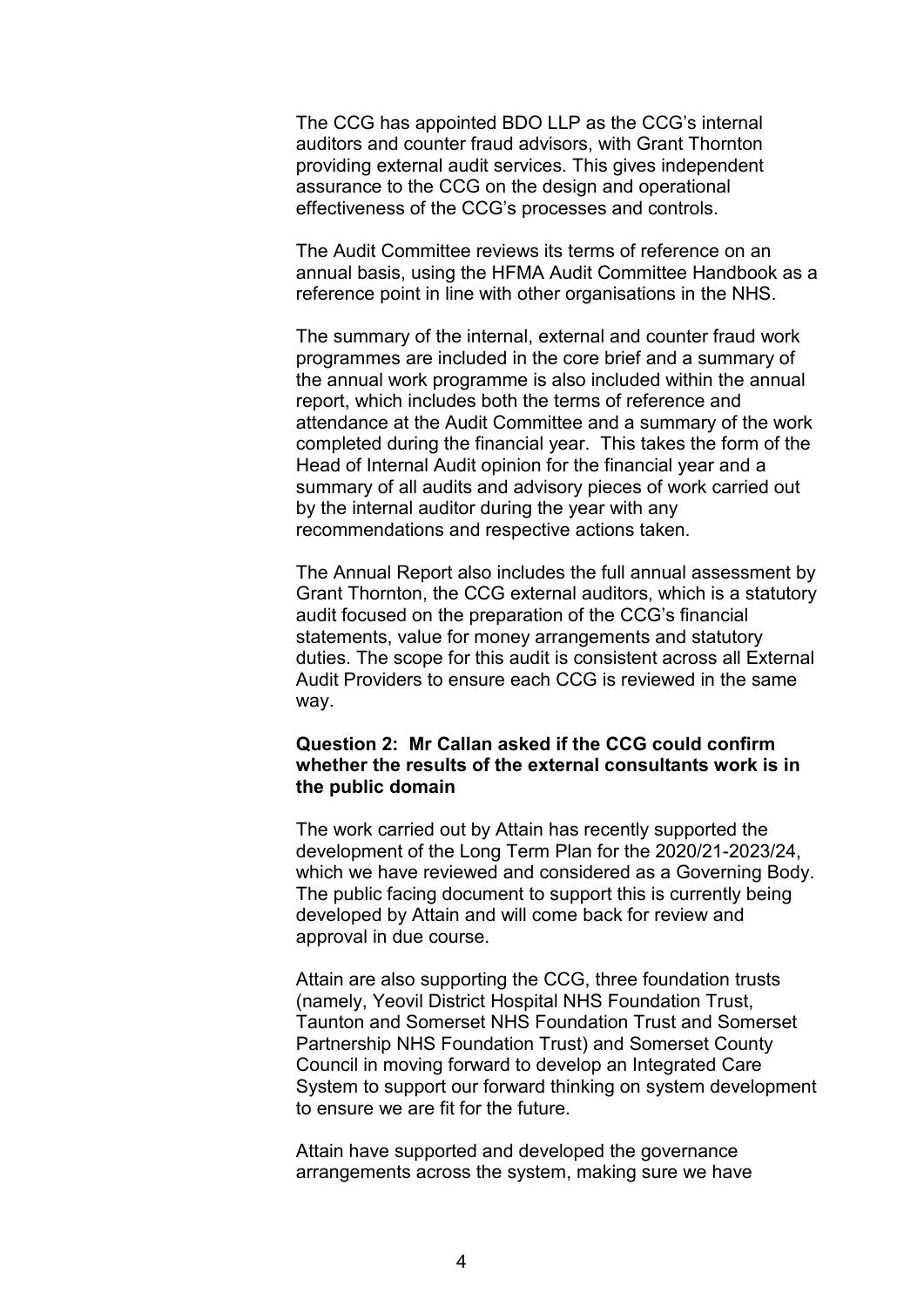The CCG has appointed BDO LLP as the CCG's internal auditors and counter fraud advisors, with Grant Thornton providing external audit services. This gives independent assurance to the CCG on the design and operational effectiveness of the CCG's processes and controls.

The Audit Committee reviews its terms of reference on an annual basis, using the HFMA Audit Committee Handbook as a reference point in line with other organisations in the NHS.

The summary of the internal, external and counter fraud work programmes are included in the core brief and a summary of the annual work programme is also included within the annual report, which includes both the terms of reference and attendance at the Audit Committee and a summary of the work completed during the financial year. This takes the form of the Head of Internal Audit opinion for the financial year and a summary of all audits and advisory pieces of work carried out by the internal auditor during the year with any recommendations and respective actions taken.

The Annual Report also includes the full annual assessment by Grant Thornton, the CCG external auditors, which is a statutory audit focused on the preparation of the CCG's financial statements, value for money arrangements and statutory duties. The scope for this audit is consistent across all External Audit Providers to ensure each CCG is reviewed in the same way.

**Question 2: Mr Callan asked if the CCG could confirm whether the results of the external consultants work is in the public domain**

The work carried out by Attain has recently supported the development of the Long Term Plan for the 2020/21-2023/24, which we have reviewed and considered as a Governing Body. The public facing document to support this is currently being developed by Attain and will come back for review and approval in due course.

Attain are also supporting the CCG, three foundation trusts (namely, Yeovil District Hospital NHS Foundation Trust, Taunton and Somerset NHS Foundation Trust and Somerset Partnership NHS Foundation Trust) and Somerset County Council in moving forward to develop an Integrated Care System to support our forward thinking on system development to ensure we are fit for the future.

Attain have supported and developed the governance arrangements across the system, making sure we have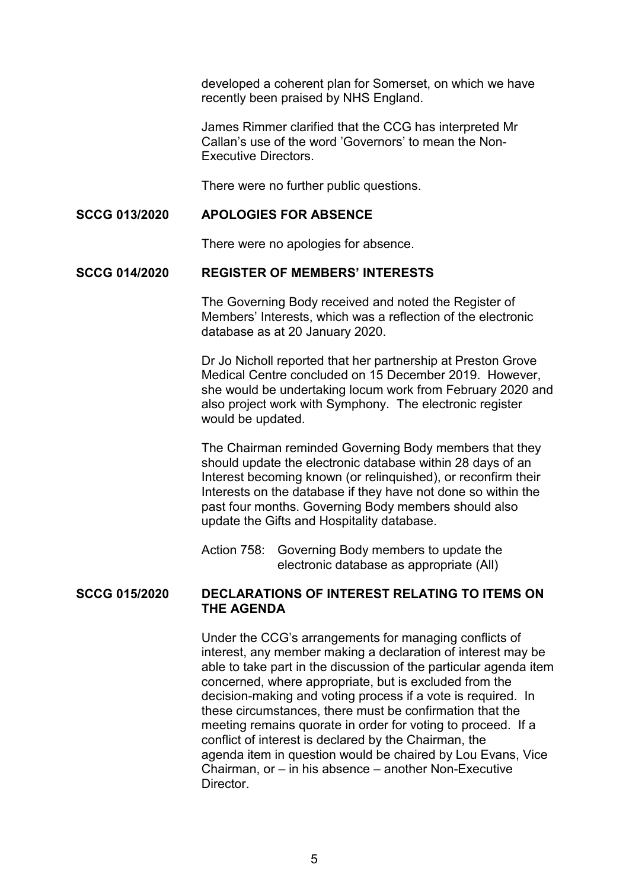developed a coherent plan for Somerset, on which we have recently been praised by NHS England.

James Rimmer clarified that the CCG has interpreted Mr Callan's use of the word 'Governors' to mean the Non-Executive Directors.

There were no further public questions.

**SCCG 013/2020 APOLOGIES FOR ABSENCE**

There were no apologies for absence.

**SCCG 014/2020 REGISTER OF MEMBERS' INTERESTS**

The Governing Body received and noted the Register of Members' Interests, which was a reflection of the electronic database as at 20 January 2020.

Dr Jo Nicholl reported that her partnership at Preston Grove Medical Centre concluded on 15 December 2019. However, she would be undertaking locum work from February 2020 and also project work with Symphony. The electronic register would be updated.

The Chairman reminded Governing Body members that they should update the electronic database within 28 days of an Interest becoming known (or relinquished), or reconfirm their Interests on the database if they have not done so within the past four months. Governing Body members should also update the Gifts and Hospitality database.

Action 758: Governing Body members to update the electronic database as appropriate (All)

**SCCG 015/2020 DECLARATIONS OF INTEREST RELATING TO ITEMS ON THE AGENDA**

Under the CCG's arrangements for managing conflicts of interest, any member making a declaration of interest may be able to take part in the discussion of the particular agenda item concerned, where appropriate, but is excluded from the decision-making and voting process if a vote is required. In these circumstances, there must be confirmation that the meeting remains quorate in order for voting to proceed. If a conflict of interest is declared by the Chairman, the agenda item in question would be chaired by Lou Evans, Vice Chairman, or – in his absence – another Non-Executive Director.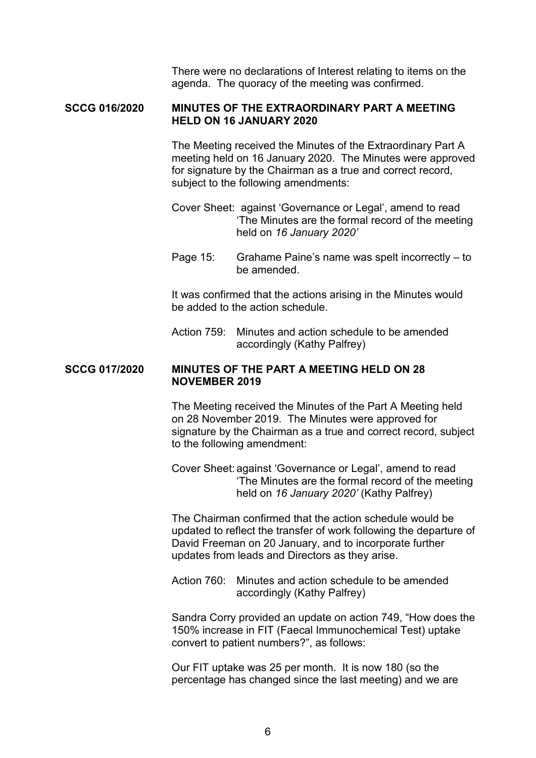There were no declarations of Interest relating to items on the agenda. The quoracy of the meeting was confirmed.

**SCCG 016/2020 MINUTES OF THE EXTRAORDINARY PART A MEETING HELD ON 16 JANUARY 2020**

The Meeting received the Minutes of the Extraordinary Part A meeting held on 16 January 2020. The Minutes were approved for signature by the Chairman as a true and correct record, subject to the following amendments:

Cover Sheet: against 'Governance or Legal', amend to read 'The Minutes are the formal record of the meeting held on *16 January 2020'*

Page 15: Grahame Paine's name was spelt incorrectly – to be amended.

It was confirmed that the actions arising in the Minutes would be added to the action schedule.

Action 759: Minutes and action schedule to be amended accordingly (Kathy Palfrey)

**SCCG 017/2020 MINUTES OF THE PART A MEETING HELD ON 28 NOVEMBER 2019**

The Meeting received the Minutes of the Part A Meeting held on 28 November 2019. The Minutes were approved for signature by the Chairman as a true and correct record, subject to the following amendment:

Cover Sheet: against 'Governance or Legal', amend to read 'The Minutes are the formal record of the meeting held on *16 January 2020'* (Kathy Palfrey)

The Chairman confirmed that the action schedule would be updated to reflect the transfer of work following the departure of David Freeman on 20 January, and to incorporate further updates from leads and Directors as they arise.

Action 760: Minutes and action schedule to be amended accordingly (Kathy Palfrey)

Sandra Corry provided an update on action 749, "How does the 150% increase in FIT (Faecal Immunochemical Test) uptake convert to patient numbers?", as follows:

Our FIT uptake was 25 per month. It is now 180 (so the percentage has changed since the last meeting) and we are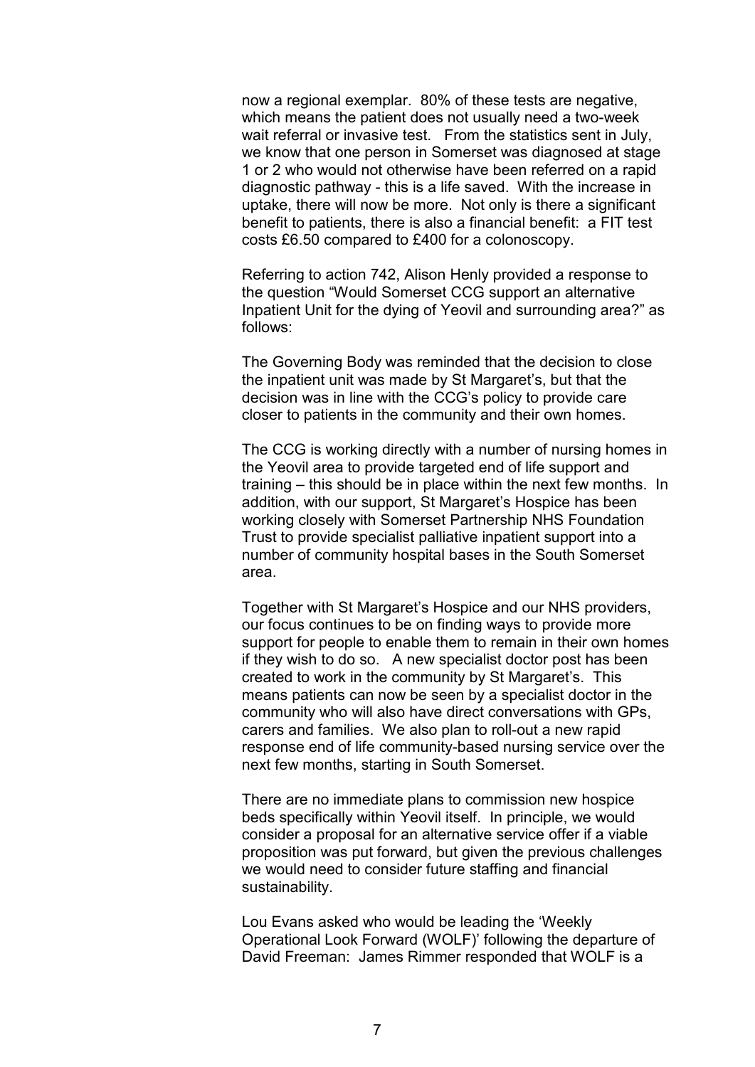now a regional exemplar. 80% of these tests are negative, which means the patient does not usually need a two-week wait referral or invasive test. From the statistics sent in July, we know that one person in Somerset was diagnosed at stage 1 or 2 who would not otherwise have been referred on a rapid diagnostic pathway - this is a life saved. With the increase in uptake, there will now be more. Not only is there a significant benefit to patients, there is also a financial benefit: a FIT test costs £6.50 compared to £400 for a colonoscopy.

Referring to action 742, Alison Henly provided a response to the question "Would Somerset CCG support an alternative Inpatient Unit for the dying of Yeovil and surrounding area?" as follows:

The Governing Body was reminded that the decision to close the inpatient unit was made by St Margaret's, but that the decision was in line with the CCG's policy to provide care closer to patients in the community and their own homes.

The CCG is working directly with a number of nursing homes in the Yeovil area to provide targeted end of life support and training – this should be in place within the next few months. In addition, with our support, St Margaret's Hospice has been working closely with Somerset Partnership NHS Foundation Trust to provide specialist palliative inpatient support into a number of community hospital bases in the South Somerset area.

Together with St Margaret's Hospice and our NHS providers, our focus continues to be on finding ways to provide more support for people to enable them to remain in their own homes if they wish to do so. A new specialist doctor post has been created to work in the community by St Margaret's. This means patients can now be seen by a specialist doctor in the community who will also have direct conversations with GPs, carers and families. We also plan to roll-out a new rapid response end of life community-based nursing service over the next few months, starting in South Somerset.

There are no immediate plans to commission new hospice beds specifically within Yeovil itself. In principle, we would consider a proposal for an alternative service offer if a viable proposition was put forward, but given the previous challenges we would need to consider future staffing and financial sustainability.

Lou Evans asked who would be leading the 'Weekly Operational Look Forward (WOLF)' following the departure of David Freeman: James Rimmer responded that WOLF is a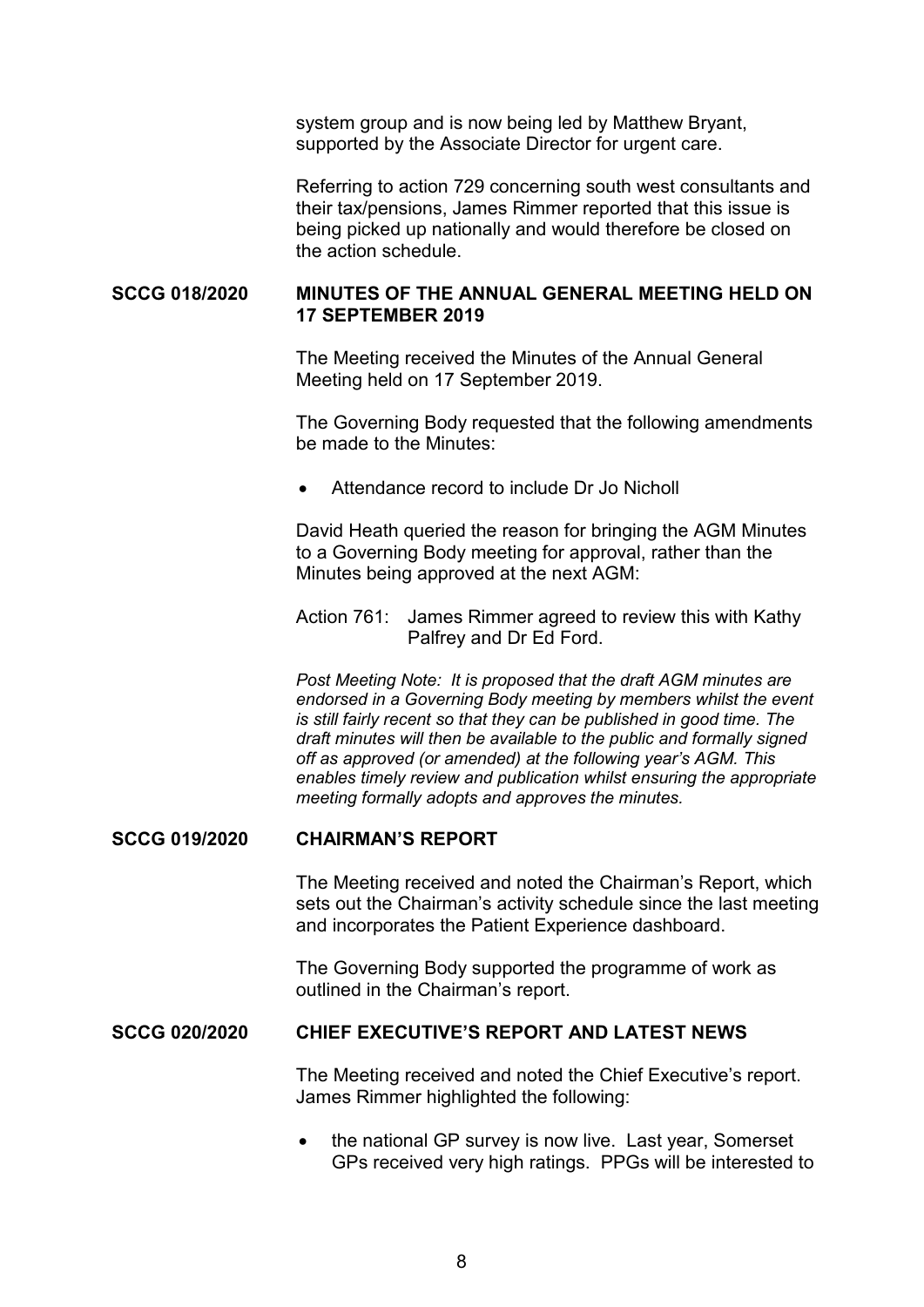system group and is now being led by Matthew Bryant, supported by the Associate Director for urgent care.

Referring to action 729 concerning south west consultants and their tax/pensions, James Rimmer reported that this issue is being picked up nationally and would therefore be closed on the action schedule.

**SCCG 018/2020 MINUTES OF THE ANNUAL GENERAL MEETING HELD ON 17 SEPTEMBER 2019**

The Meeting received the Minutes of the Annual General Meeting held on 17 September 2019.

The Governing Body requested that the following amendments be made to the Minutes:

- Attendance record to include Dr Jo Nicholl

David Heath queried the reason for bringing the AGM Minutes to a Governing Body meeting for approval, rather than the Minutes being approved at the next AGM:

Action 761: James Rimmer agreed to review this with Kathy Palfrey and Dr Ed Ford.

*Post Meeting Note: It is proposed that the draft AGM minutes are endorsed in a Governing Body meeting by members whilst the event is still fairly recent so that they can be published in good time. The draft minutes will then be available to the public and formally signed off as approved (or amended) at the following year's AGM. This enables timely review and publication whilst ensuring the appropriate meeting formally adopts and approves the minutes.*

**SCCG 019/2020 CHAIRMAN'S REPORT**

The Meeting received and noted the Chairman's Report, which sets out the Chairman's activity schedule since the last meeting and incorporates the Patient Experience dashboard.

The Governing Body supported the programme of work as outlined in the Chairman's report.

**SCCG 020/2020 CHIEF EXECUTIVE'S REPORT AND LATEST NEWS**

The Meeting received and noted the Chief Executive's report. James Rimmer highlighted the following:

- the national GP survey is now live. Last year, Somerset GPs received very high ratings. PPGs will be interested to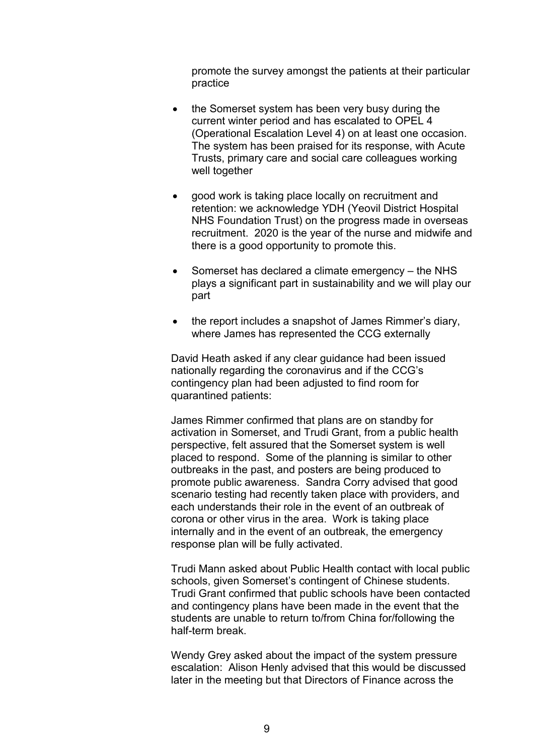promote the survey amongst the patients at their particular practice

- the Somerset system has been very busy during the current winter period and has escalated to OPEL 4 (Operational Escalation Level 4) on at least one occasion. The system has been praised for its response, with Acute Trusts, primary care and social care colleagues working well together

- good work is taking place locally on recruitment and retention: we acknowledge YDH (Yeovil District Hospital NHS Foundation Trust) on the progress made in overseas recruitment. 2020 is the year of the nurse and midwife and there is a good opportunity to promote this.

- Somerset has declared a climate emergency – the NHS plays a significant part in sustainability and we will play our part

- the report includes a snapshot of James Rimmer's diary, where James has represented the CCG externally

David Heath asked if any clear guidance had been issued nationally regarding the coronavirus and if the CCG's contingency plan had been adjusted to find room for quarantined patients:

James Rimmer confirmed that plans are on standby for activation in Somerset, and Trudi Grant, from a public health perspective, felt assured that the Somerset system is well placed to respond. Some of the planning is similar to other outbreaks in the past, and posters are being produced to promote public awareness. Sandra Corry advised that good scenario testing had recently taken place with providers, and each understands their role in the event of an outbreak of corona or other virus in the area. Work is taking place internally and in the event of an outbreak, the emergency response plan will be fully activated.

Trudi Mann asked about Public Health contact with local public schools, given Somerset's contingent of Chinese students. Trudi Grant confirmed that public schools have been contacted and contingency plans have been made in the event that the students are unable to return to/from China for/following the half-term break.

Wendy Grey asked about the impact of the system pressure escalation: Alison Henly advised that this would be discussed later in the meeting but that Directors of Finance across the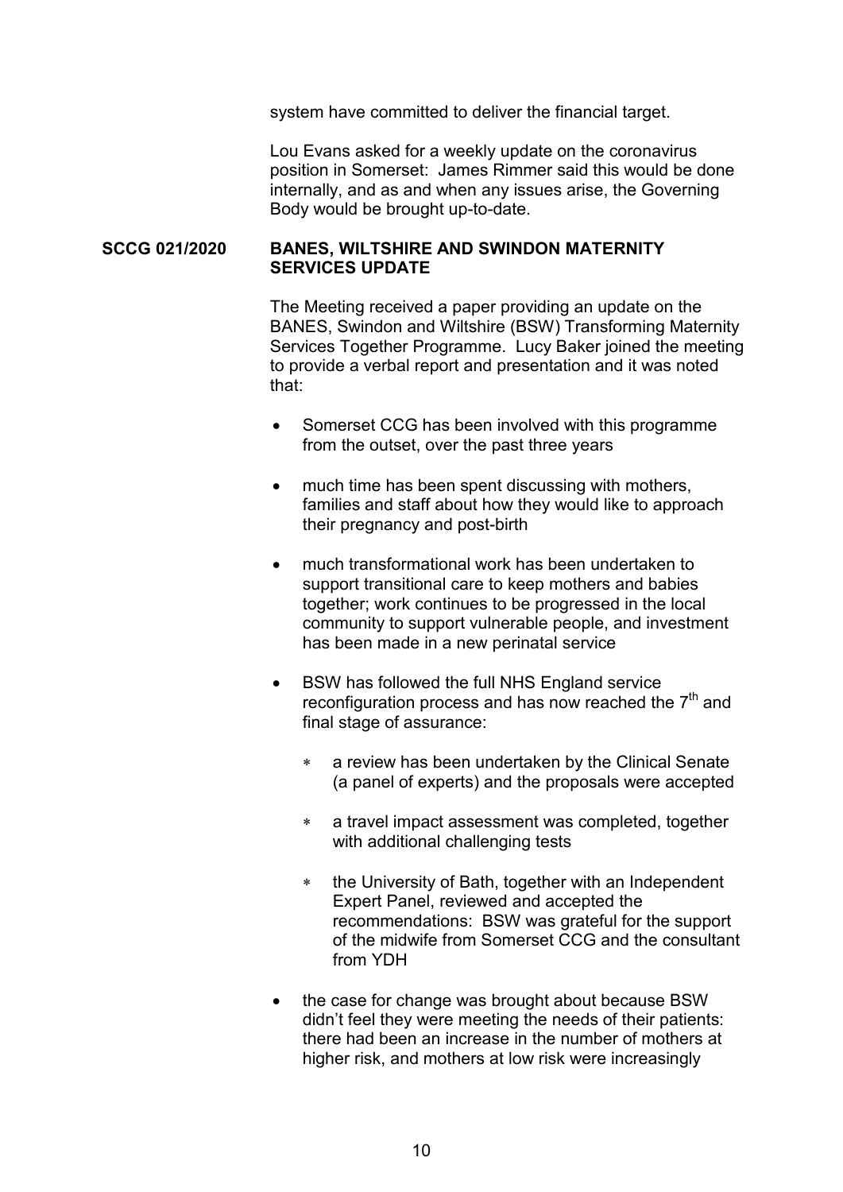system have committed to deliver the financial target.

Lou Evans asked for a weekly update on the coronavirus position in Somerset: James Rimmer said this would be done internally, and as and when any issues arise, the Governing Body would be brought up-to-date.

**SCCG 021/2020 BANES, WILTSHIRE AND SWINDON MATERNITY SERVICES UPDATE**

The Meeting received a paper providing an update on the BANES, Swindon and Wiltshire (BSW) Transforming Maternity Services Together Programme. Lucy Baker joined the meeting to provide a verbal report and presentation and it was noted that:

- Somerset CCG has been involved with this programme from the outset, over the past three years
- much time has been spent discussing with mothers, families and staff about how they would like to approach their pregnancy and post-birth
- much transformational work has been undertaken to support transitional care to keep mothers and babies together; work continues to be progressed in the local community to support vulnerable people, and investment has been made in a new perinatal service
- BSW has followed the full NHS England service reconfiguration process and has now reached the 7th and final stage of assurance:
  - a review has been undertaken by the Clinical Senate (a panel of experts) and the proposals were accepted
  - a travel impact assessment was completed, together with additional challenging tests
  - the University of Bath, together with an Independent Expert Panel, reviewed and accepted the recommendations: BSW was grateful for the support of the midwife from Somerset CCG and the consultant from YDH
- the case for change was brought about because BSW didn't feel they were meeting the needs of their patients: there had been an increase in the number of mothers at higher risk, and mothers at low risk were increasingly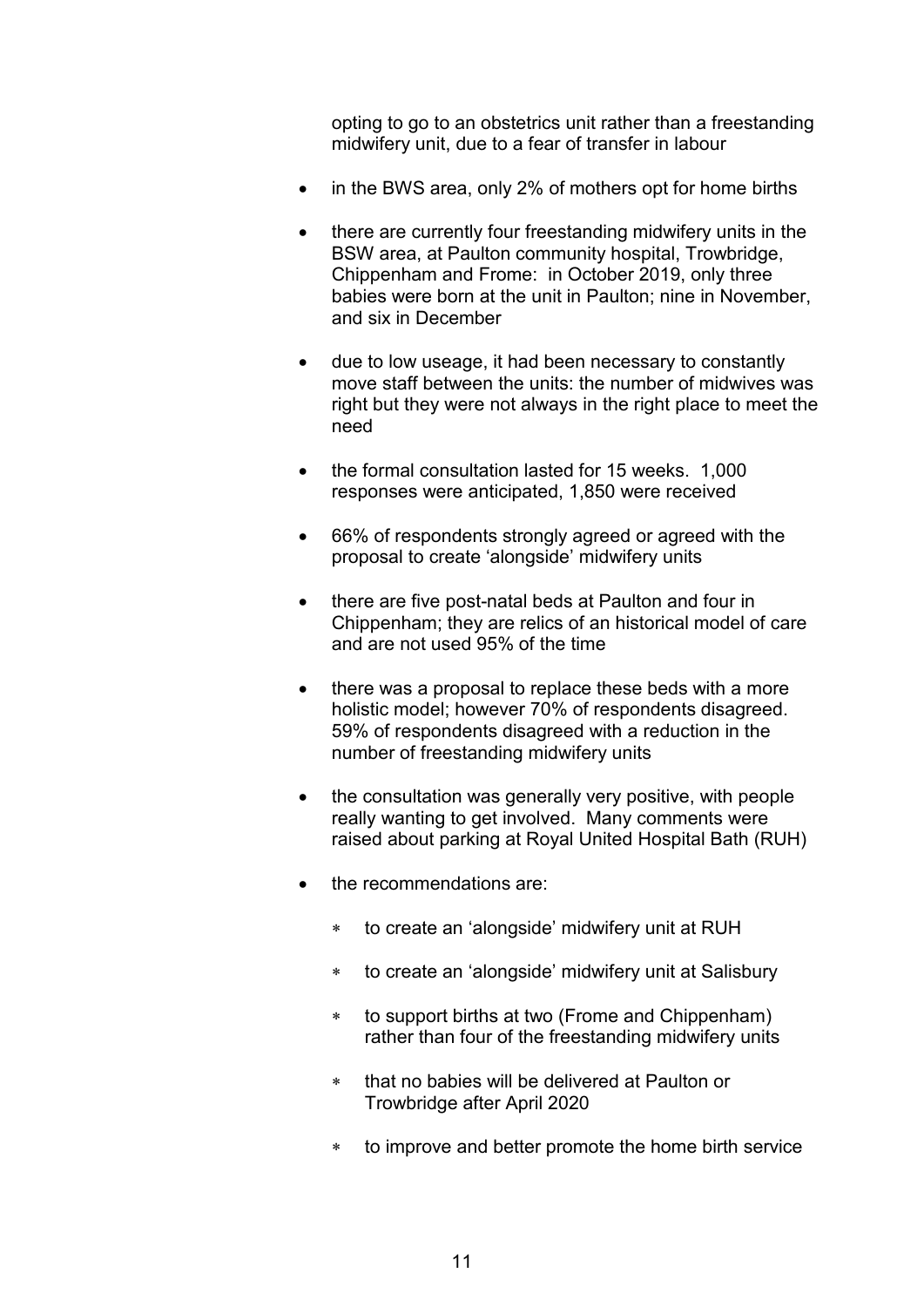opting to go to an obstetrics unit rather than a freestanding midwifery unit, due to a fear of transfer in labour

- in the BWS area, only 2% of mothers opt for home births
- there are currently four freestanding midwifery units in the BSW area, at Paulton community hospital, Trowbridge, Chippenham and Frome: in October 2019, only three babies were born at the unit in Paulton; nine in November, and six in December
- due to low useage, it had been necessary to constantly move staff between the units: the number of midwives was right but they were not always in the right place to meet the need
- the formal consultation lasted for 15 weeks. 1,000 responses were anticipated, 1,850 were received
- 66% of respondents strongly agreed or agreed with the proposal to create 'alongside' midwifery units
- there are five post-natal beds at Paulton and four in Chippenham; they are relics of an historical model of care and are not used 95% of the time
- there was a proposal to replace these beds with a more holistic model; however 70% of respondents disagreed. 59% of respondents disagreed with a reduction in the number of freestanding midwifery units
- the consultation was generally very positive, with people really wanting to get involved. Many comments were raised about parking at Royal United Hospital Bath (RUH)
- the recommendations are:
    - to create an 'alongside' midwifery unit at RUH
    - to create an 'alongside' midwifery unit at Salisbury
    - to support births at two (Frome and Chippenham) rather than four of the freestanding midwifery units
    - that no babies will be delivered at Paulton or Trowbridge after April 2020
    - to improve and better promote the home birth service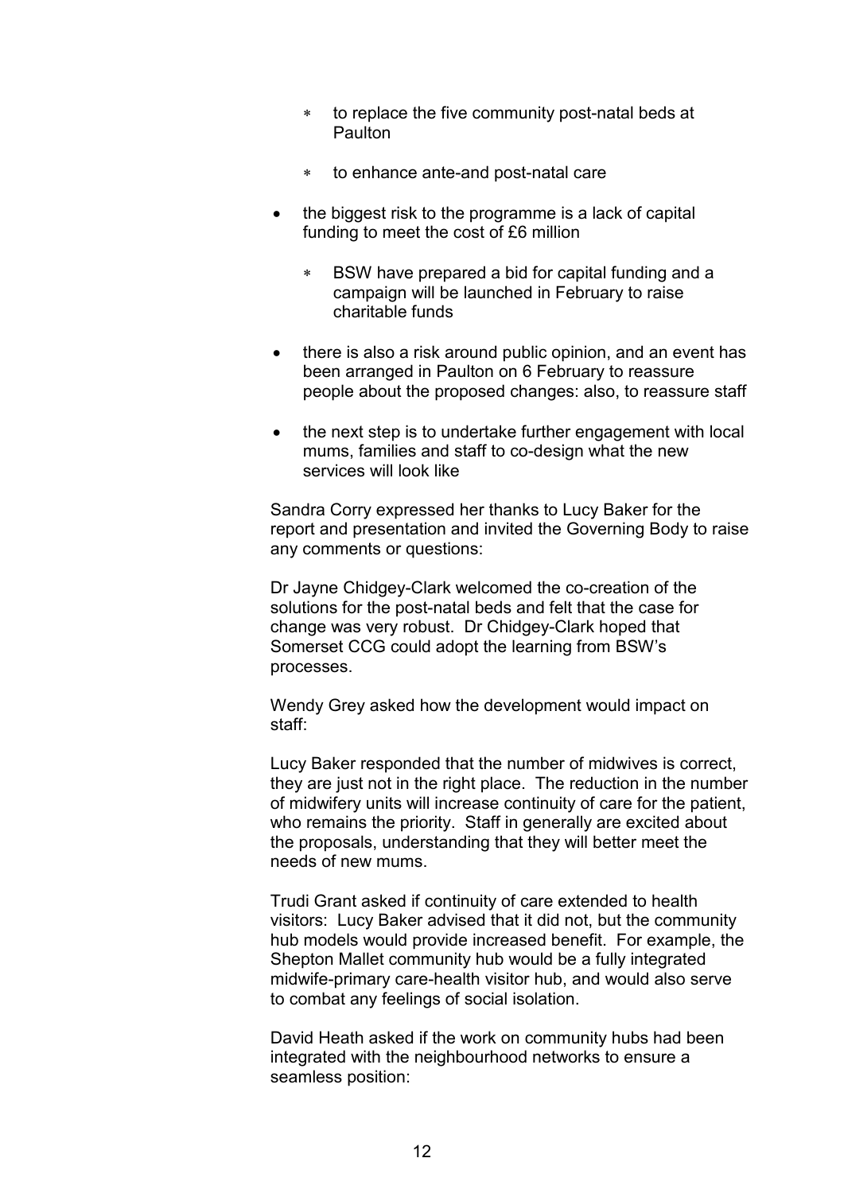- to replace the five community post-natal beds at Paulton

    - to enhance ante-and post-natal care

- the biggest risk to the programme is a lack of capital funding to meet the cost of £6 million

    - BSW have prepared a bid for capital funding and a campaign will be launched in February to raise charitable funds

- there is also a risk around public opinion, and an event has been arranged in Paulton on 6 February to reassure people about the proposed changes: also, to reassure staff

- the next step is to undertake further engagement with local mums, families and staff to co-design what the new services will look like

Sandra Corry expressed her thanks to Lucy Baker for the report and presentation and invited the Governing Body to raise any comments or questions:

Dr Jayne Chidgey-Clark welcomed the co-creation of the solutions for the post-natal beds and felt that the case for change was very robust. Dr Chidgey-Clark hoped that Somerset CCG could adopt the learning from BSW's processes.

Wendy Grey asked how the development would impact on staff:

Lucy Baker responded that the number of midwives is correct, they are just not in the right place. The reduction in the number of midwifery units will increase continuity of care for the patient, who remains the priority. Staff in generally are excited about the proposals, understanding that they will better meet the needs of new mums.

Trudi Grant asked if continuity of care extended to health visitors: Lucy Baker advised that it did not, but the community hub models would provide increased benefit. For example, the Shepton Mallet community hub would be a fully integrated midwife-primary care-health visitor hub, and would also serve to combat any feelings of social isolation.

David Heath asked if the work on community hubs had been integrated with the neighbourhood networks to ensure a seamless position: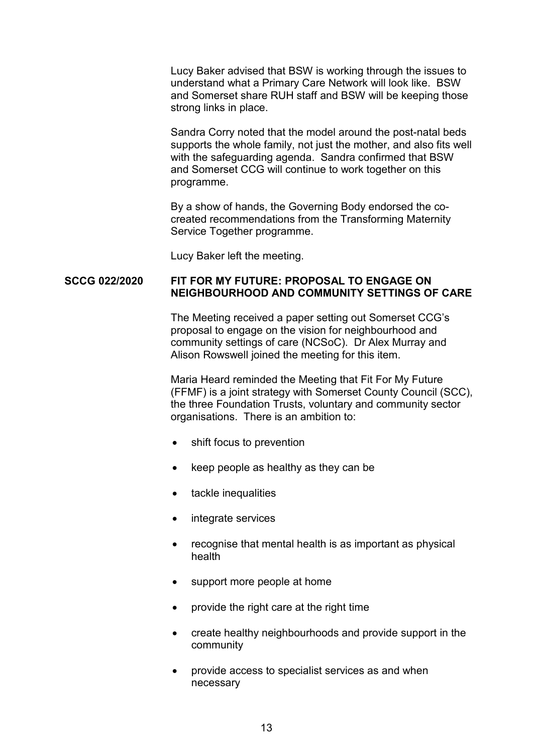Lucy Baker advised that BSW is working through the issues to understand what a Primary Care Network will look like. BSW and Somerset share RUH staff and BSW will be keeping those strong links in place.

Sandra Corry noted that the model around the post-natal beds supports the whole family, not just the mother, and also fits well with the safeguarding agenda. Sandra confirmed that BSW and Somerset CCG will continue to work together on this programme.

By a show of hands, the Governing Body endorsed the co-created recommendations from the Transforming Maternity Service Together programme.

Lucy Baker left the meeting.

**SCCG 022/2020 FIT FOR MY FUTURE: PROPOSAL TO ENGAGE ON NEIGHBOURHOOD AND COMMUNITY SETTINGS OF CARE**

The Meeting received a paper setting out Somerset CCG's proposal to engage on the vision for neighbourhood and community settings of care (NCSoC). Dr Alex Murray and Alison Rowswell joined the meeting for this item.

Maria Heard reminded the Meeting that Fit For My Future (FFMF) is a joint strategy with Somerset County Council (SCC), the three Foundation Trusts, voluntary and community sector organisations. There is an ambition to:

- shift focus to prevention
- keep people as healthy as they can be
- tackle inequalities
- integrate services
- recognise that mental health is as important as physical health
- support more people at home
- provide the right care at the right time
- create healthy neighbourhoods and provide support in the community
- provide access to specialist services as and when necessary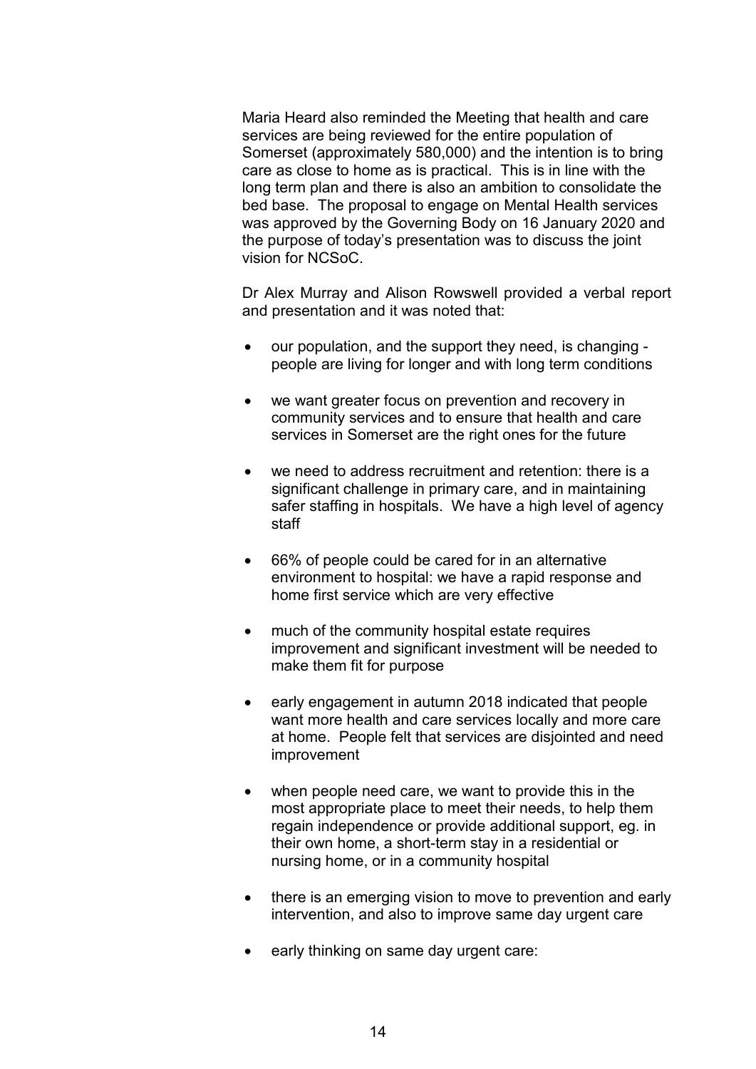Maria Heard also reminded the Meeting that health and care services are being reviewed for the entire population of Somerset (approximately 580,000) and the intention is to bring care as close to home as is practical. This is in line with the long term plan and there is also an ambition to consolidate the bed base. The proposal to engage on Mental Health services was approved by the Governing Body on 16 January 2020 and the purpose of today's presentation was to discuss the joint vision for NCSoC.

Dr Alex Murray and Alison Rowswell provided a verbal report and presentation and it was noted that:

- our population, and the support they need, is changing - people are living for longer and with long term conditions
- we want greater focus on prevention and recovery in community services and to ensure that health and care services in Somerset are the right ones for the future
- we need to address recruitment and retention: there is a significant challenge in primary care, and in maintaining safer staffing in hospitals. We have a high level of agency staff
- 66% of people could be cared for in an alternative environment to hospital: we have a rapid response and home first service which are very effective
- much of the community hospital estate requires improvement and significant investment will be needed to make them fit for purpose
- early engagement in autumn 2018 indicated that people want more health and care services locally and more care at home. People felt that services are disjointed and need improvement
- when people need care, we want to provide this in the most appropriate place to meet their needs, to help them regain independence or provide additional support, eg. in their own home, a short-term stay in a residential or nursing home, or in a community hospital
- there is an emerging vision to move to prevention and early intervention, and also to improve same day urgent care
- early thinking on same day urgent care: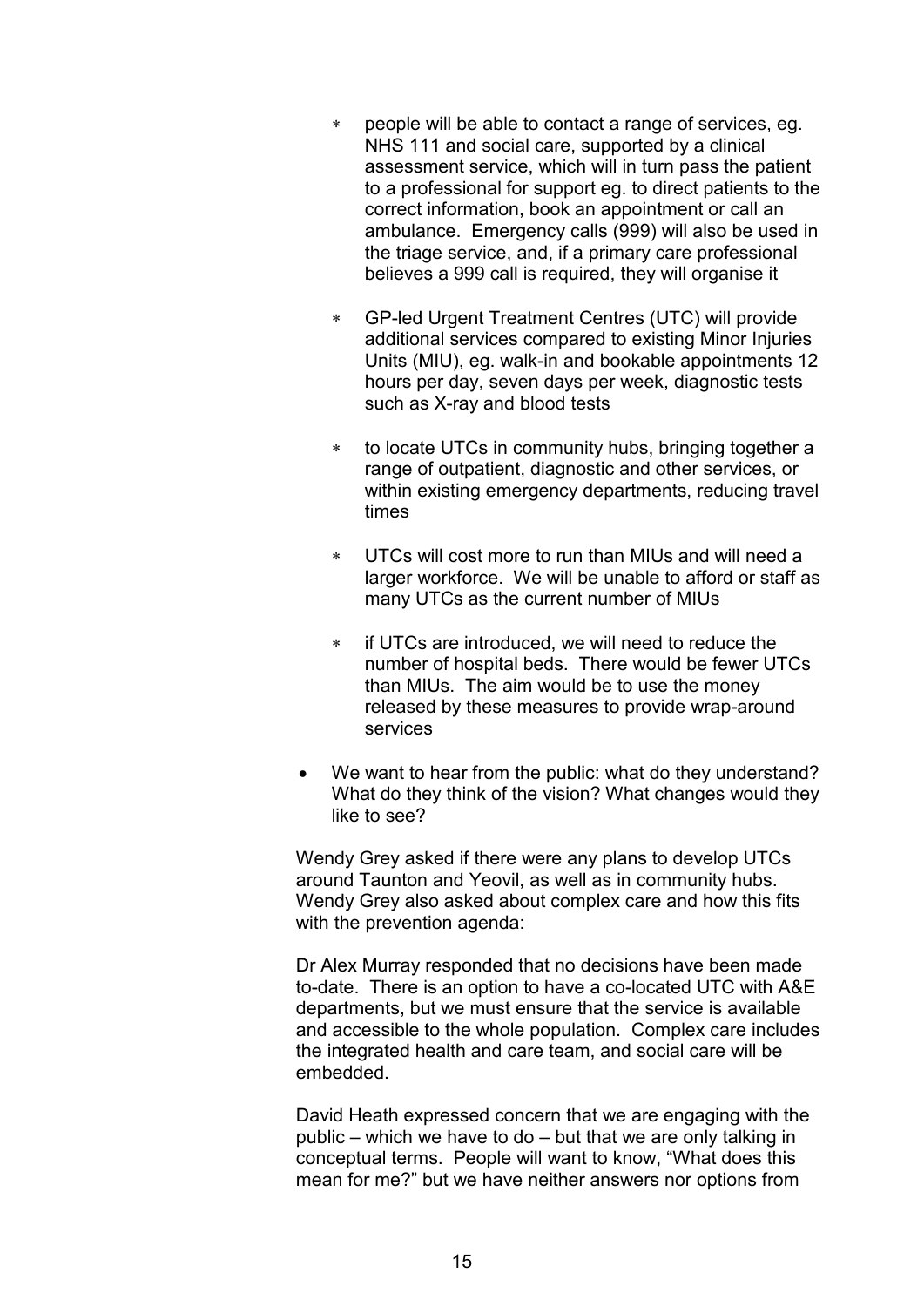- people will be able to contact a range of services, eg. NHS 111 and social care, supported by a clinical assessment service, which will in turn pass the patient to a professional for support eg. to direct patients to the correct information, book an appointment or call an ambulance. Emergency calls (999) will also be used in the triage service, and, if a primary care professional believes a 999 call is required, they will organise it

  - GP-led Urgent Treatment Centres (UTC) will provide additional services compared to existing Minor Injuries Units (MIU), eg. walk-in and bookable appointments 12 hours per day, seven days per week, diagnostic tests such as X-ray and blood tests

  - to locate UTCs in community hubs, bringing together a range of outpatient, diagnostic and other services, or within existing emergency departments, reducing travel times

  - UTCs will cost more to run than MIUs and will need a larger workforce. We will be unable to afford or staff as many UTCs as the current number of MIUs

  - if UTCs are introduced, we will need to reduce the number of hospital beds. There would be fewer UTCs than MIUs. The aim would be to use the money released by these measures to provide wrap-around services

- We want to hear from the public: what do they understand? What do they think of the vision? What changes would they like to see?

Wendy Grey asked if there were any plans to develop UTCs around Taunton and Yeovil, as well as in community hubs. Wendy Grey also asked about complex care and how this fits with the prevention agenda:

Dr Alex Murray responded that no decisions have been made to-date. There is an option to have a co-located UTC with A&E departments, but we must ensure that the service is available and accessible to the whole population. Complex care includes the integrated health and care team, and social care will be embedded.

David Heath expressed concern that we are engaging with the public – which we have to do – but that we are only talking in conceptual terms. People will want to know, “What does this mean for me?” but we have neither answers nor options from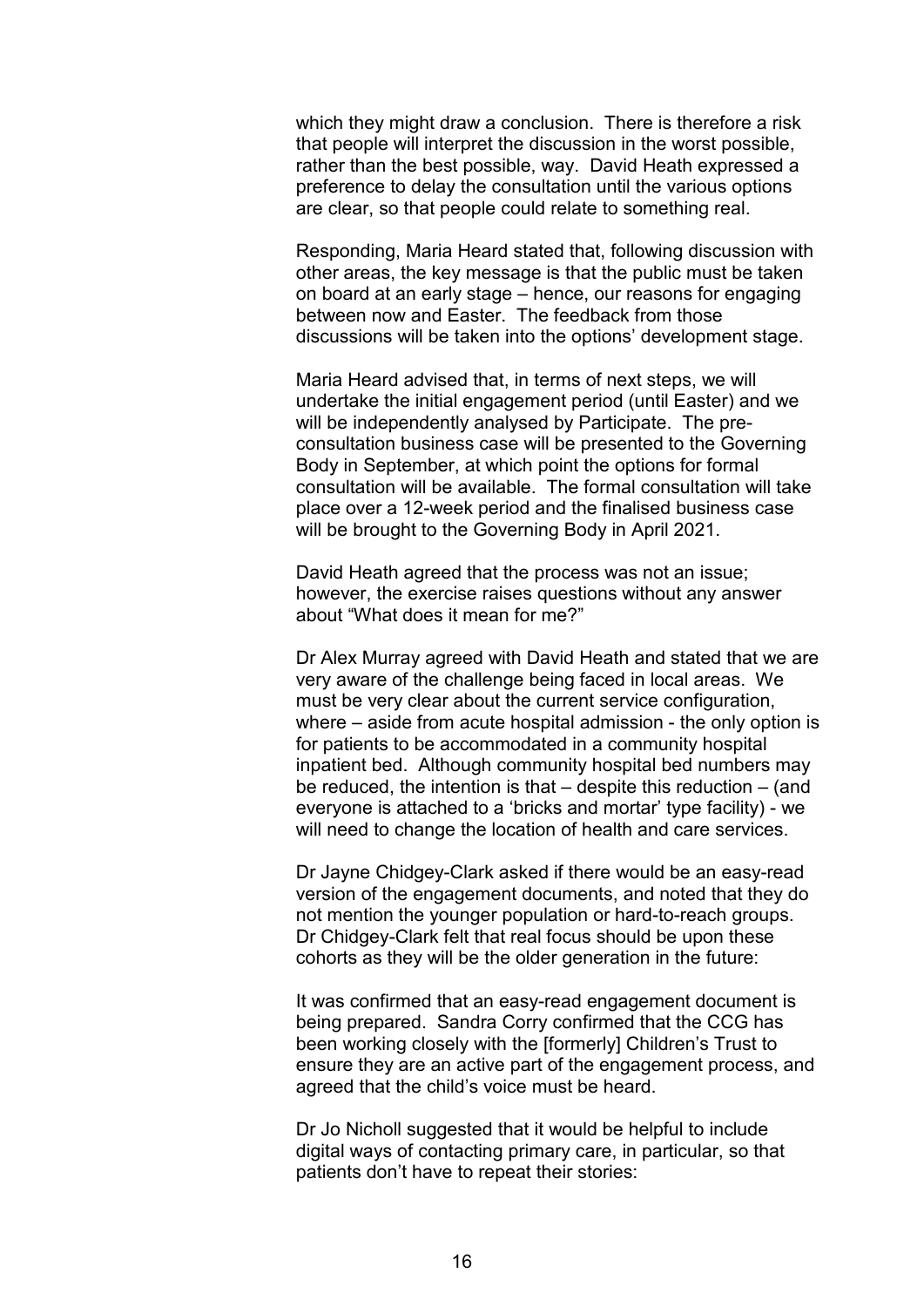which they might draw a conclusion. There is therefore a risk that people will interpret the discussion in the worst possible, rather than the best possible, way. David Heath expressed a preference to delay the consultation until the various options are clear, so that people could relate to something real.

Responding, Maria Heard stated that, following discussion with other areas, the key message is that the public must be taken on board at an early stage – hence, our reasons for engaging between now and Easter. The feedback from those discussions will be taken into the options' development stage.

Maria Heard advised that, in terms of next steps, we will undertake the initial engagement period (until Easter) and we will be independently analysed by Participate. The pre-consultation business case will be presented to the Governing Body in September, at which point the options for formal consultation will be available. The formal consultation will take place over a 12-week period and the finalised business case will be brought to the Governing Body in April 2021.

David Heath agreed that the process was not an issue; however, the exercise raises questions without any answer about "What does it mean for me?"

Dr Alex Murray agreed with David Heath and stated that we are very aware of the challenge being faced in local areas. We must be very clear about the current service configuration, where – aside from acute hospital admission - the only option is for patients to be accommodated in a community hospital inpatient bed. Although community hospital bed numbers may be reduced, the intention is that – despite this reduction – (and everyone is attached to a 'bricks and mortar' type facility) - we will need to change the location of health and care services.

Dr Jayne Chidgey-Clark asked if there would be an easy-read version of the engagement documents, and noted that they do not mention the younger population or hard-to-reach groups. Dr Chidgey-Clark felt that real focus should be upon these cohorts as they will be the older generation in the future:

It was confirmed that an easy-read engagement document is being prepared. Sandra Corry confirmed that the CCG has been working closely with the [formerly] Children's Trust to ensure they are an active part of the engagement process, and agreed that the child's voice must be heard.

Dr Jo Nicholl suggested that it would be helpful to include digital ways of contacting primary care, in particular, so that patients don't have to repeat their stories: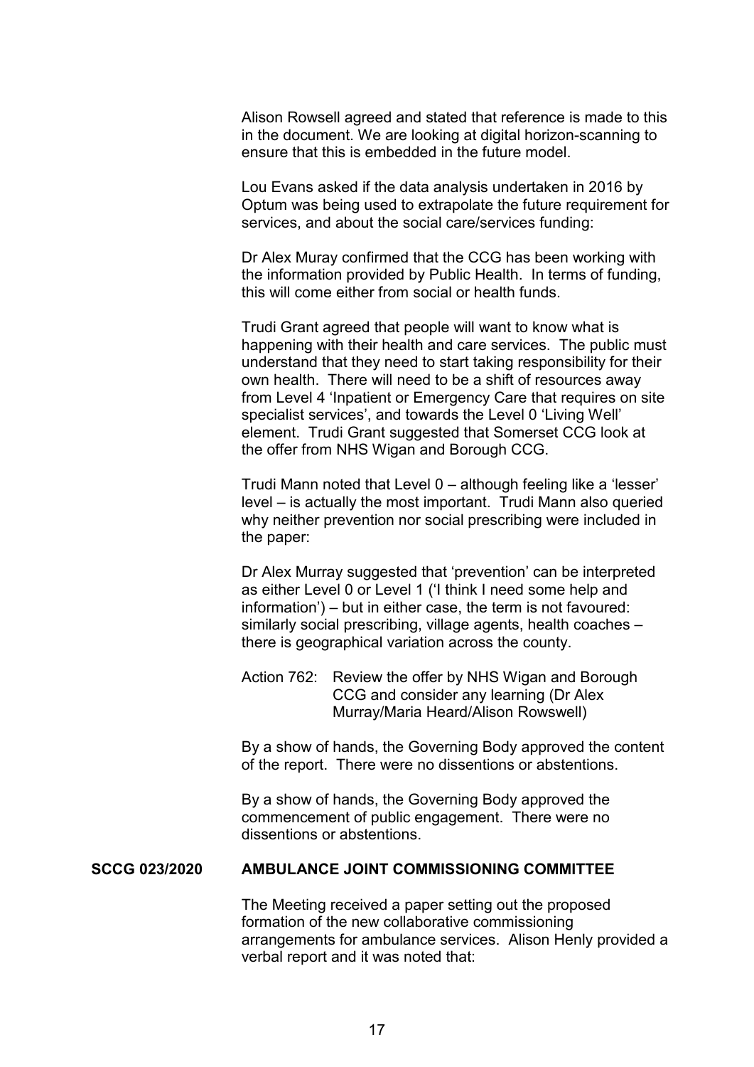Alison Rowsell agreed and stated that reference is made to this in the document. We are looking at digital horizon-scanning to ensure that this is embedded in the future model.

Lou Evans asked if the data analysis undertaken in 2016 by Optum was being used to extrapolate the future requirement for services, and about the social care/services funding:

Dr Alex Muray confirmed that the CCG has been working with the information provided by Public Health. In terms of funding, this will come either from social or health funds.

Trudi Grant agreed that people will want to know what is happening with their health and care services. The public must understand that they need to start taking responsibility for their own health. There will need to be a shift of resources away from Level 4 'Inpatient or Emergency Care that requires on site specialist services', and towards the Level 0 'Living Well' element. Trudi Grant suggested that Somerset CCG look at the offer from NHS Wigan and Borough CCG.

Trudi Mann noted that Level 0 – although feeling like a 'lesser' level – is actually the most important. Trudi Mann also queried why neither prevention nor social prescribing were included in the paper:

Dr Alex Murray suggested that 'prevention' can be interpreted as either Level 0 or Level 1 ('I think I need some help and information') – but in either case, the term is not favoured: similarly social prescribing, village agents, health coaches – there is geographical variation across the county.

Action 762: Review the offer by NHS Wigan and Borough CCG and consider any learning (Dr Alex Murray/Maria Heard/Alison Rowswell)

By a show of hands, the Governing Body approved the content of the report. There were no dissentions or abstentions.

By a show of hands, the Governing Body approved the commencement of public engagement. There were no dissentions or abstentions.

**SCCG 023/2020 AMBULANCE JOINT COMMISSIONING COMMITTEE**

The Meeting received a paper setting out the proposed formation of the new collaborative commissioning arrangements for ambulance services. Alison Henly provided a verbal report and it was noted that: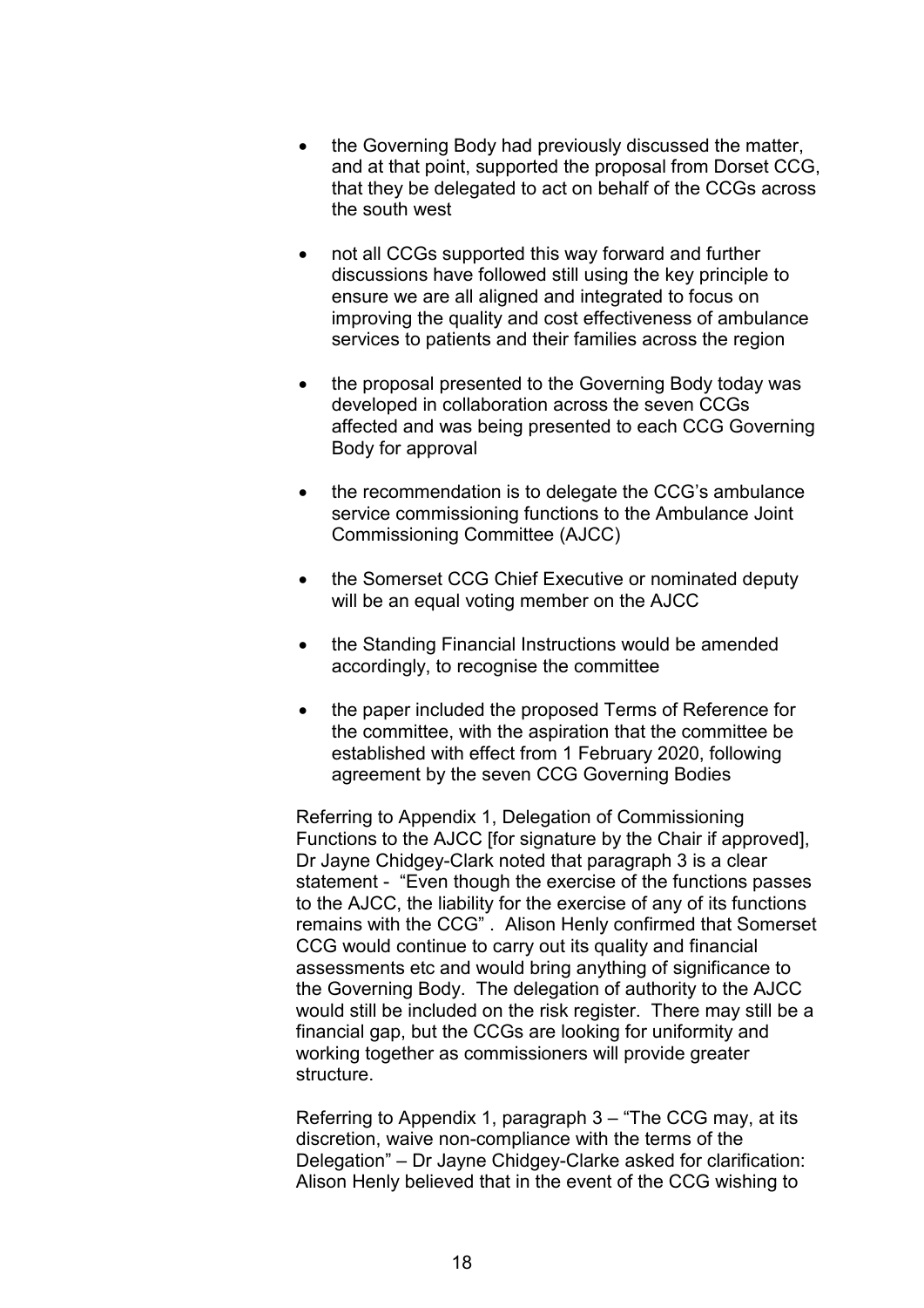- the Governing Body had previously discussed the matter, and at that point, supported the proposal from Dorset CCG, that they be delegated to act on behalf of the CCGs across the south west

- not all CCGs supported this way forward and further discussions have followed still using the key principle to ensure we are all aligned and integrated to focus on improving the quality and cost effectiveness of ambulance services to patients and their families across the region

- the proposal presented to the Governing Body today was developed in collaboration across the seven CCGs affected and was being presented to each CCG Governing Body for approval

- the recommendation is to delegate the CCG's ambulance service commissioning functions to the Ambulance Joint Commissioning Committee (AJCC)

- the Somerset CCG Chief Executive or nominated deputy will be an equal voting member on the AJCC

- the Standing Financial Instructions would be amended accordingly, to recognise the committee

- the paper included the proposed Terms of Reference for the committee, with the aspiration that the committee be established with effect from 1 February 2020, following agreement by the seven CCG Governing Bodies

Referring to Appendix 1, Delegation of Commissioning Functions to the AJCC [for signature by the Chair if approved], Dr Jayne Chidgey-Clark noted that paragraph 3 is a clear statement - "Even though the exercise of the functions passes to the AJCC, the liability for the exercise of any of its functions remains with the CCG". Alison Henly confirmed that Somerset CCG would continue to carry out its quality and financial assessments etc and would bring anything of significance to the Governing Body. The delegation of authority to the AJCC would still be included on the risk register. There may still be a financial gap, but the CCGs are looking for uniformity and working together as commissioners will provide greater structure.

Referring to Appendix 1, paragraph 3 – "The CCG may, at its discretion, waive non-compliance with the terms of the Delegation" – Dr Jayne Chidgey-Clarke asked for clarification: Alison Henly believed that in the event of the CCG wishing to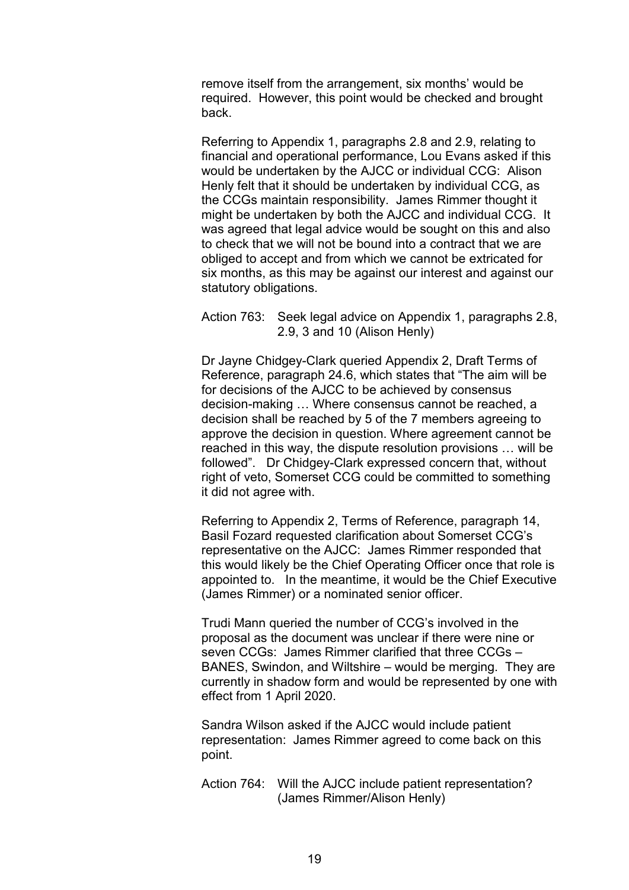remove itself from the arrangement, six months' would be required. However, this point would be checked and brought back.

Referring to Appendix 1, paragraphs 2.8 and 2.9, relating to financial and operational performance, Lou Evans asked if this would be undertaken by the AJCC or individual CCG: Alison Henly felt that it should be undertaken by individual CCG, as the CCGs maintain responsibility. James Rimmer thought it might be undertaken by both the AJCC and individual CCG. It was agreed that legal advice would be sought on this and also to check that we will not be bound into a contract that we are obliged to accept and from which we cannot be extricated for six months, as this may be against our interest and against our statutory obligations.

Action 763: Seek legal advice on Appendix 1, paragraphs 2.8, 2.9, 3 and 10 (Alison Henly)

Dr Jayne Chidgey-Clark queried Appendix 2, Draft Terms of Reference, paragraph 24.6, which states that "The aim will be for decisions of the AJCC to be achieved by consensus decision-making … Where consensus cannot be reached, a decision shall be reached by 5 of the 7 members agreeing to approve the decision in question. Where agreement cannot be reached in this way, the dispute resolution provisions … will be followed". Dr Chidgey-Clark expressed concern that, without right of veto, Somerset CCG could be committed to something it did not agree with.

Referring to Appendix 2, Terms of Reference, paragraph 14, Basil Fozard requested clarification about Somerset CCG's representative on the AJCC: James Rimmer responded that this would likely be the Chief Operating Officer once that role is appointed to. In the meantime, it would be the Chief Executive (James Rimmer) or a nominated senior officer.

Trudi Mann queried the number of CCG's involved in the proposal as the document was unclear if there were nine or seven CCGs: James Rimmer clarified that three CCGs – BANES, Swindon, and Wiltshire – would be merging. They are currently in shadow form and would be represented by one with effect from 1 April 2020.

Sandra Wilson asked if the AJCC would include patient representation: James Rimmer agreed to come back on this point.

Action 764: Will the AJCC include patient representation? (James Rimmer/Alison Henly)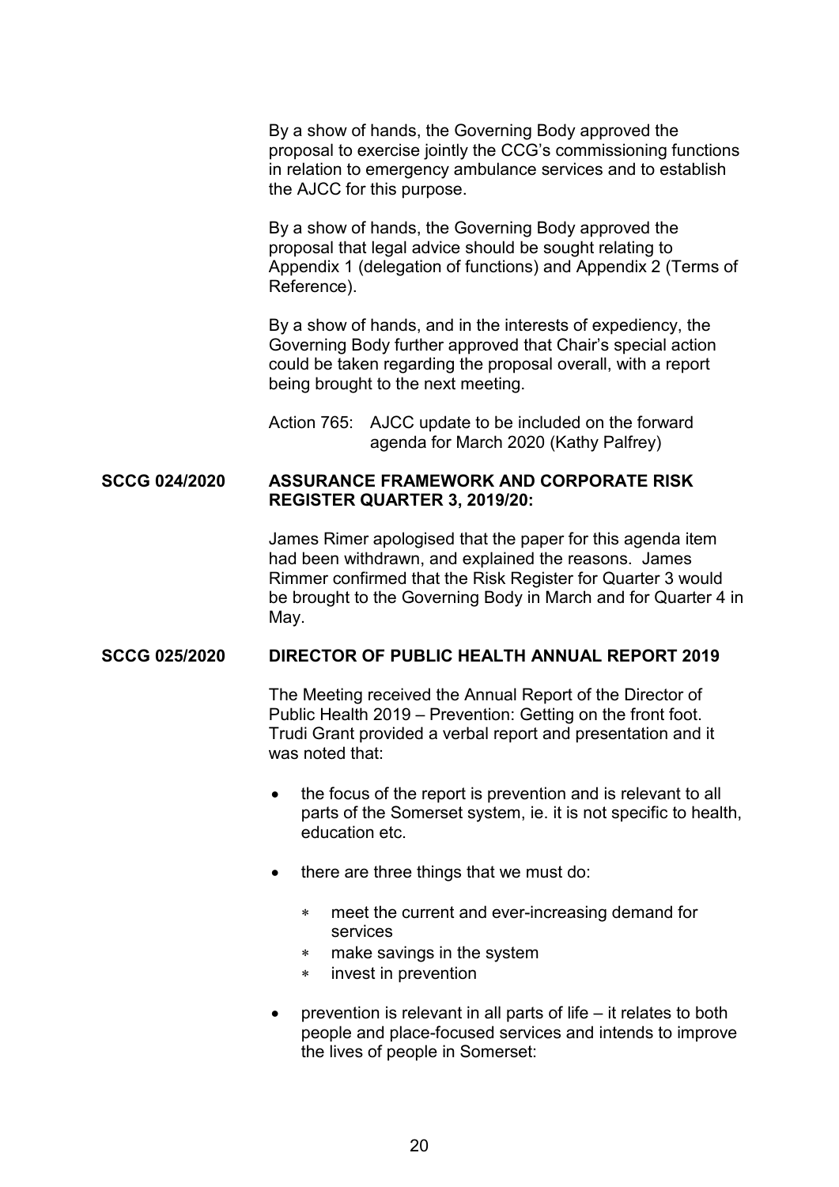By a show of hands, the Governing Body approved the proposal to exercise jointly the CCG's commissioning functions in relation to emergency ambulance services and to establish the AJCC for this purpose.

By a show of hands, the Governing Body approved the proposal that legal advice should be sought relating to Appendix 1 (delegation of functions) and Appendix 2 (Terms of Reference).

By a show of hands, and in the interests of expediency, the Governing Body further approved that Chair's special action could be taken regarding the proposal overall, with a report being brought to the next meeting.

Action 765: AJCC update to be included on the forward agenda for March 2020 (Kathy Palfrey)

**SCCG 024/2020 ASSURANCE FRAMEWORK AND CORPORATE RISK REGISTER QUARTER 3, 2019/20:**

James Rimer apologised that the paper for this agenda item had been withdrawn, and explained the reasons. James Rimmer confirmed that the Risk Register for Quarter 3 would be brought to the Governing Body in March and for Quarter 4 in May.

**SCCG 025/2020 DIRECTOR OF PUBLIC HEALTH ANNUAL REPORT 2019**

The Meeting received the Annual Report of the Director of Public Health 2019 – Prevention: Getting on the front foot. Trudi Grant provided a verbal report and presentation and it was noted that:

- the focus of the report is prevention and is relevant to all parts of the Somerset system, ie. it is not specific to health, education etc.

- there are three things that we must do:

  - meet the current and ever-increasing demand for services
  - make savings in the system
  - invest in prevention

- prevention is relevant in all parts of life – it relates to both people and place-focused services and intends to improve the lives of people in Somerset: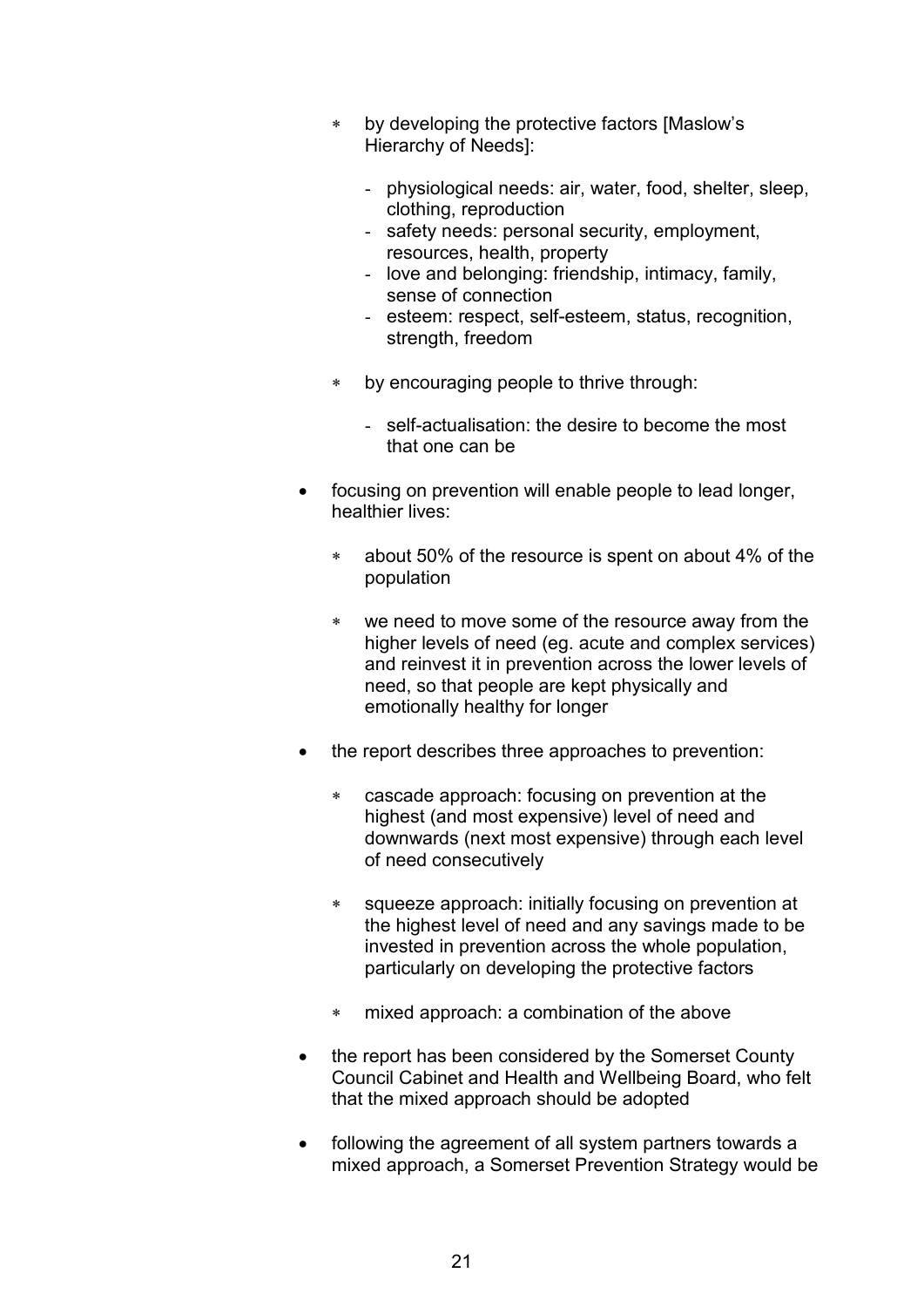- by developing the protective factors [Maslow's Hierarchy of Needs]:

  - physiological needs: air, water, food, shelter, sleep, clothing, reproduction
  - safety needs: personal security, employment, resources, health, property
  - love and belonging: friendship, intimacy, family, sense of connection
  - esteem: respect, self-esteem, status, recognition, strength, freedom

- by encouraging people to thrive through:

  - self-actualisation: the desire to become the most that one can be

- focusing on prevention will enable people to lead longer, healthier lives:

  - about 50% of the resource is spent on about 4% of the population

  - we need to move some of the resource away from the higher levels of need (eg. acute and complex services) and reinvest it in prevention across the lower levels of need, so that people are kept physically and emotionally healthy for longer

- the report describes three approaches to prevention:

  - cascade approach: focusing on prevention at the highest (and most expensive) level of need and downwards (next most expensive) through each level of need consecutively

  - squeeze approach: initially focusing on prevention at the highest level of need and any savings made to be invested in prevention across the whole population, particularly on developing the protective factors

  - mixed approach: a combination of the above

- the report has been considered by the Somerset County Council Cabinet and Health and Wellbeing Board, who felt that the mixed approach should be adopted

- following the agreement of all system partners towards a mixed approach, a Somerset Prevention Strategy would be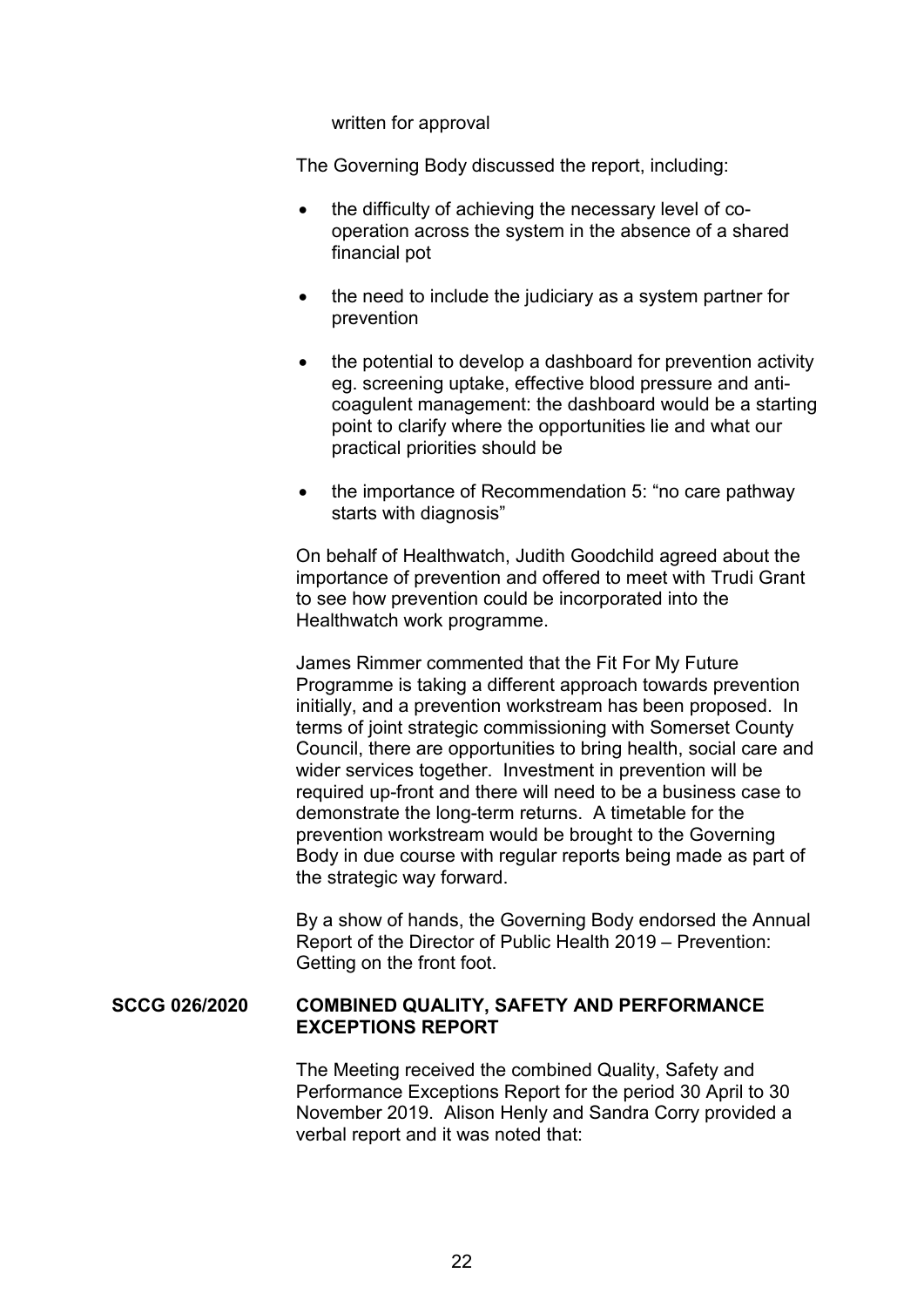written for approval

The Governing Body discussed the report, including:

- the difficulty of achieving the necessary level of co-operation across the system in the absence of a shared financial pot
- the need to include the judiciary as a system partner for prevention
- the potential to develop a dashboard for prevention activity eg. screening uptake, effective blood pressure and anti-coagulent management: the dashboard would be a starting point to clarify where the opportunities lie and what our practical priorities should be
- the importance of Recommendation 5: "no care pathway starts with diagnosis"

On behalf of Healthwatch, Judith Goodchild agreed about the importance of prevention and offered to meet with Trudi Grant to see how prevention could be incorporated into the Healthwatch work programme.

James Rimmer commented that the Fit For My Future Programme is taking a different approach towards prevention initially, and a prevention workstream has been proposed. In terms of joint strategic commissioning with Somerset County Council, there are opportunities to bring health, social care and wider services together. Investment in prevention will be required up-front and there will need to be a business case to demonstrate the long-term returns. A timetable for the prevention workstream would be brought to the Governing Body in due course with regular reports being made as part of the strategic way forward.

By a show of hands, the Governing Body endorsed the Annual Report of the Director of Public Health 2019 – Prevention: Getting on the front foot.

**SCCG 026/2020 COMBINED QUALITY, SAFETY AND PERFORMANCE EXCEPTIONS REPORT**

The Meeting received the combined Quality, Safety and Performance Exceptions Report for the period 30 April to 30 November 2019. Alison Henly and Sandra Corry provided a verbal report and it was noted that: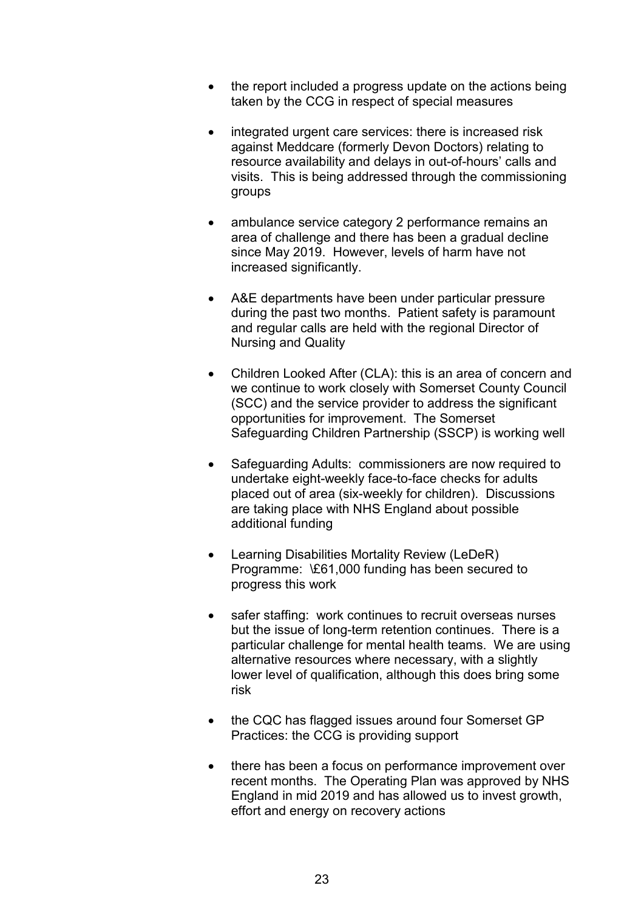- the report included a progress update on the actions being taken by the CCG in respect of special measures

- integrated urgent care services: there is increased risk against Meddcare (formerly Devon Doctors) relating to resource availability and delays in out-of-hours' calls and visits. This is being addressed through the commissioning groups

- ambulance service category 2 performance remains an area of challenge and there has been a gradual decline since May 2019. However, levels of harm have not increased significantly.

- A&E departments have been under particular pressure during the past two months. Patient safety is paramount and regular calls are held with the regional Director of Nursing and Quality

- Children Looked After (CLA): this is an area of concern and we continue to work closely with Somerset County Council (SCC) and the service provider to address the significant opportunities for improvement. The Somerset Safeguarding Children Partnership (SSCP) is working well

- Safeguarding Adults: commissioners are now required to undertake eight-weekly face-to-face checks for adults placed out of area (six-weekly for children). Discussions are taking place with NHS England about possible additional funding

- Learning Disabilities Mortality Review (LeDeR) Programme: £61,000 funding has been secured to progress this work

- safer staffing: work continues to recruit overseas nurses but the issue of long-term retention continues. There is a particular challenge for mental health teams. We are using alternative resources where necessary, with a slightly lower level of qualification, although this does bring some risk

- the CQC has flagged issues around four Somerset GP Practices: the CCG is providing support

- there has been a focus on performance improvement over recent months. The Operating Plan was approved by NHS England in mid 2019 and has allowed us to invest growth, effort and energy on recovery actions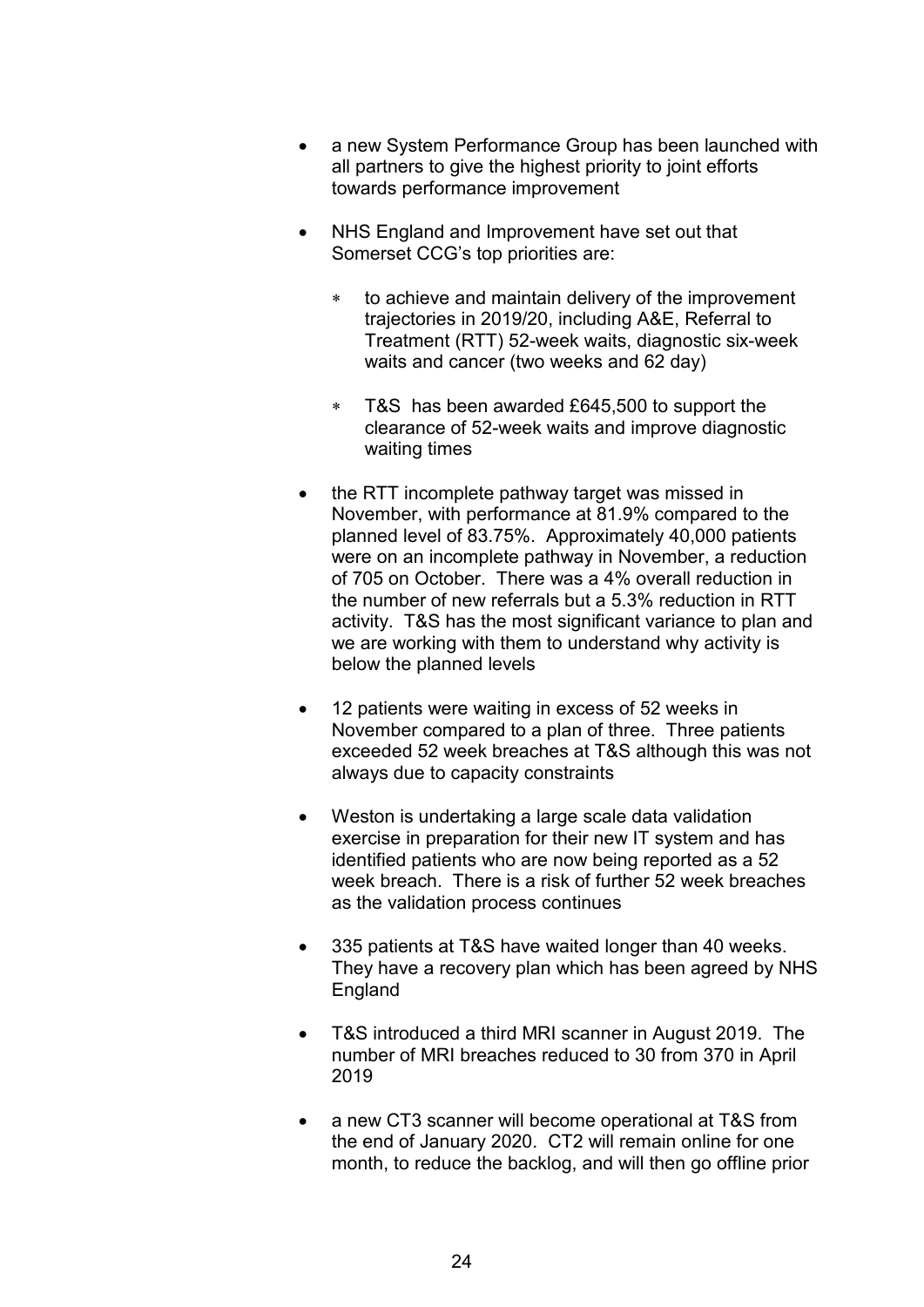- a new System Performance Group has been launched with all partners to give the highest priority to joint efforts towards performance improvement

- NHS England and Improvement have set out that Somerset CCG's top priorities are:

  * to achieve and maintain delivery of the improvement trajectories in 2019/20, including A&E, Referral to Treatment (RTT) 52-week waits, diagnostic six-week waits and cancer (two weeks and 62 day)

  * T&S has been awarded £645,500 to support the clearance of 52-week waits and improve diagnostic waiting times

- the RTT incomplete pathway target was missed in November, with performance at 81.9% compared to the planned level of 83.75%. Approximately 40,000 patients were on an incomplete pathway in November, a reduction of 705 on October. There was a 4% overall reduction in the number of new referrals but a 5.3% reduction in RTT activity. T&S has the most significant variance to plan and we are working with them to understand why activity is below the planned levels

- 12 patients were waiting in excess of 52 weeks in November compared to a plan of three. Three patients exceeded 52 week breaches at T&S although this was not always due to capacity constraints

- Weston is undertaking a large scale data validation exercise in preparation for their new IT system and has identified patients who are now being reported as a 52 week breach. There is a risk of further 52 week breaches as the validation process continues

- 335 patients at T&S have waited longer than 40 weeks. They have a recovery plan which has been agreed by NHS England

- T&S introduced a third MRI scanner in August 2019. The number of MRI breaches reduced to 30 from 370 in April 2019

- a new CT3 scanner will become operational at T&S from the end of January 2020. CT2 will remain online for one month, to reduce the backlog, and will then go offline prior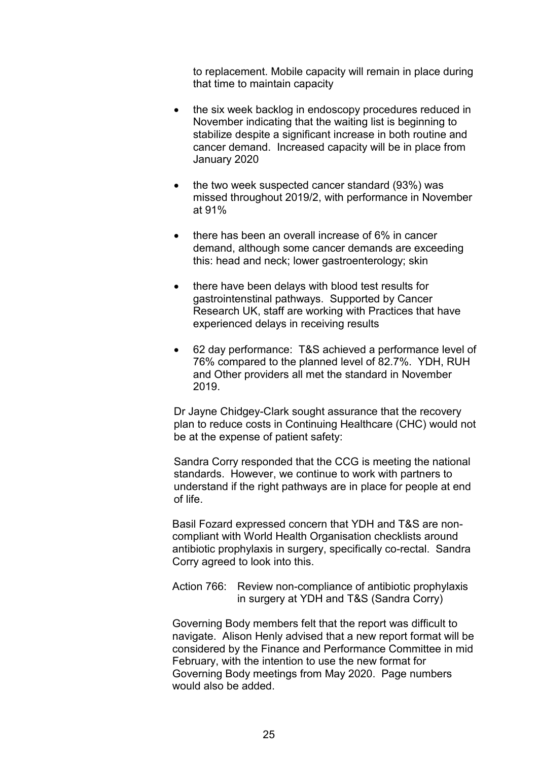to replacement. Mobile capacity will remain in place during that time to maintain capacity

- the six week backlog in endoscopy procedures reduced in November indicating that the waiting list is beginning to stabilize despite a significant increase in both routine and cancer demand. Increased capacity will be in place from January 2020

- the two week suspected cancer standard (93%) was missed throughout 2019/2, with performance in November at 91%

- there has been an overall increase of 6% in cancer demand, although some cancer demands are exceeding this: head and neck; lower gastroenterology; skin

- there have been delays with blood test results for gastrointenstinal pathways. Supported by Cancer Research UK, staff are working with Practices that have experienced delays in receiving results

- 62 day performance: T&S achieved a performance level of 76% compared to the planned level of 82.7%. YDH, RUH and Other providers all met the standard in November 2019.

Dr Jayne Chidgey-Clark sought assurance that the recovery plan to reduce costs in Continuing Healthcare (CHC) would not be at the expense of patient safety:

Sandra Corry responded that the CCG is meeting the national standards. However, we continue to work with partners to understand if the right pathways are in place for people at end of life.

Basil Fozard expressed concern that YDH and T&S are non-compliant with World Health Organisation checklists around antibiotic prophylaxis in surgery, specifically co-rectal. Sandra Corry agreed to look into this.

Action 766: Review non-compliance of antibiotic prophylaxis in surgery at YDH and T&S (Sandra Corry)

Governing Body members felt that the report was difficult to navigate. Alison Henly advised that a new report format will be considered by the Finance and Performance Committee in mid February, with the intention to use the new format for Governing Body meetings from May 2020. Page numbers would also be added.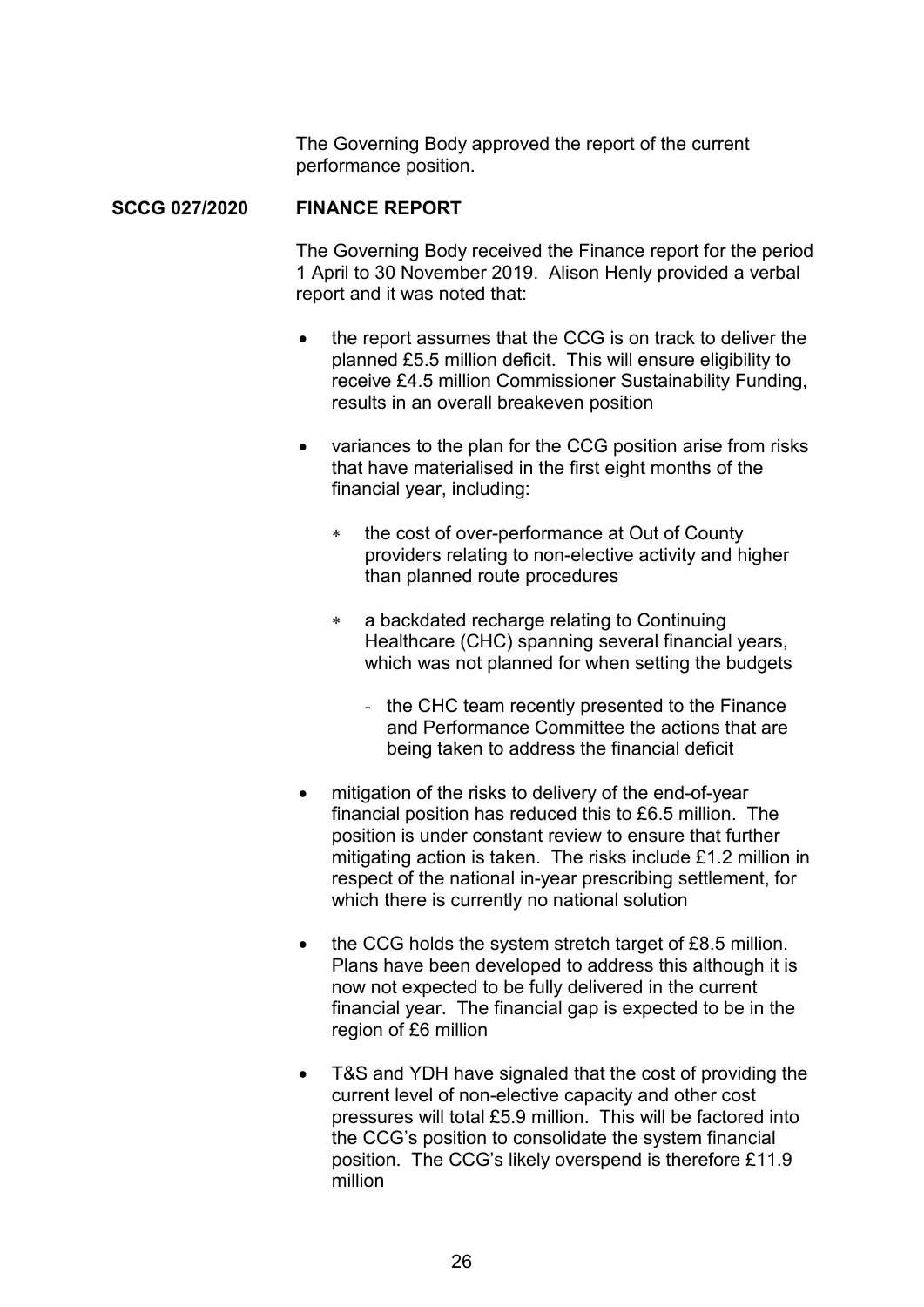The Governing Body approved the report of the current performance position.

**SCCG 027/2020 FINANCE REPORT**

The Governing Body received the Finance report for the period 1 April to 30 November 2019. Alison Henly provided a verbal report and it was noted that:

- the report assumes that the CCG is on track to deliver the planned £5.5 million deficit. This will ensure eligibility to receive £4.5 million Commissioner Sustainability Funding, results in an overall breakeven position

- variances to the plan for the CCG position arise from risks that have materialised in the first eight months of the financial year, including:

  - the cost of over-performance at Out of County providers relating to non-elective activity and higher than planned route procedures

  - a backdated recharge relating to Continuing Healthcare (CHC) spanning several financial years, which was not planned for when setting the budgets

    - the CHC team recently presented to the Finance and Performance Committee the actions that are being taken to address the financial deficit

- mitigation of the risks to delivery of the end-of-year financial position has reduced this to £6.5 million. The position is under constant review to ensure that further mitigating action is taken. The risks include £1.2 million in respect of the national in-year prescribing settlement, for which there is currently no national solution

- the CCG holds the system stretch target of £8.5 million. Plans have been developed to address this although it is now not expected to be fully delivered in the current financial year. The financial gap is expected to be in the region of £6 million

- T&S and YDH have signaled that the cost of providing the current level of non-elective capacity and other cost pressures will total £5.9 million. This will be factored into the CCG's position to consolidate the system financial position. The CCG's likely overspend is therefore £11.9 million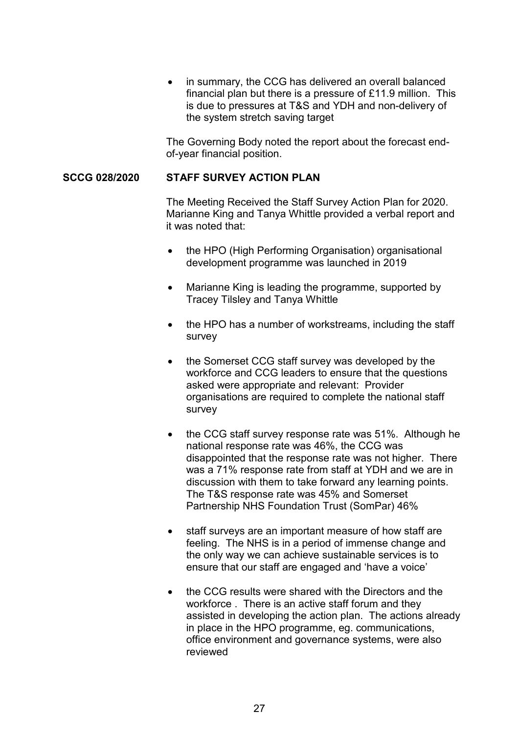- in summary, the CCG has delivered an overall balanced financial plan but there is a pressure of £11.9 million. This is due to pressures at T&S and YDH and non-delivery of the system stretch saving target

The Governing Body noted the report about the forecast end-of-year financial position.

**SCCG 028/2020 STAFF SURVEY ACTION PLAN**

The Meeting Received the Staff Survey Action Plan for 2020. Marianne King and Tanya Whittle provided a verbal report and it was noted that:

- the HPO (High Performing Organisation) organisational development programme was launched in 2019
- Marianne King is leading the programme, supported by Tracey Tilsley and Tanya Whittle
- the HPO has a number of workstreams, including the staff survey
- the Somerset CCG staff survey was developed by the workforce and CCG leaders to ensure that the questions asked were appropriate and relevant: Provider organisations are required to complete the national staff survey
- the CCG staff survey response rate was 51%. Although he national response rate was 46%, the CCG was disappointed that the response rate was not higher. There was a 71% response rate from staff at YDH and we are in discussion with them to take forward any learning points. The T&S response rate was 45% and Somerset Partnership NHS Foundation Trust (SomPar) 46%
- staff surveys are an important measure of how staff are feeling. The NHS is in a period of immense change and the only way we can achieve sustainable services is to ensure that our staff are engaged and 'have a voice'
- the CCG results were shared with the Directors and the workforce . There is an active staff forum and they assisted in developing the action plan. The actions already in place in the HPO programme, eg. communications, office environment and governance systems, were also reviewed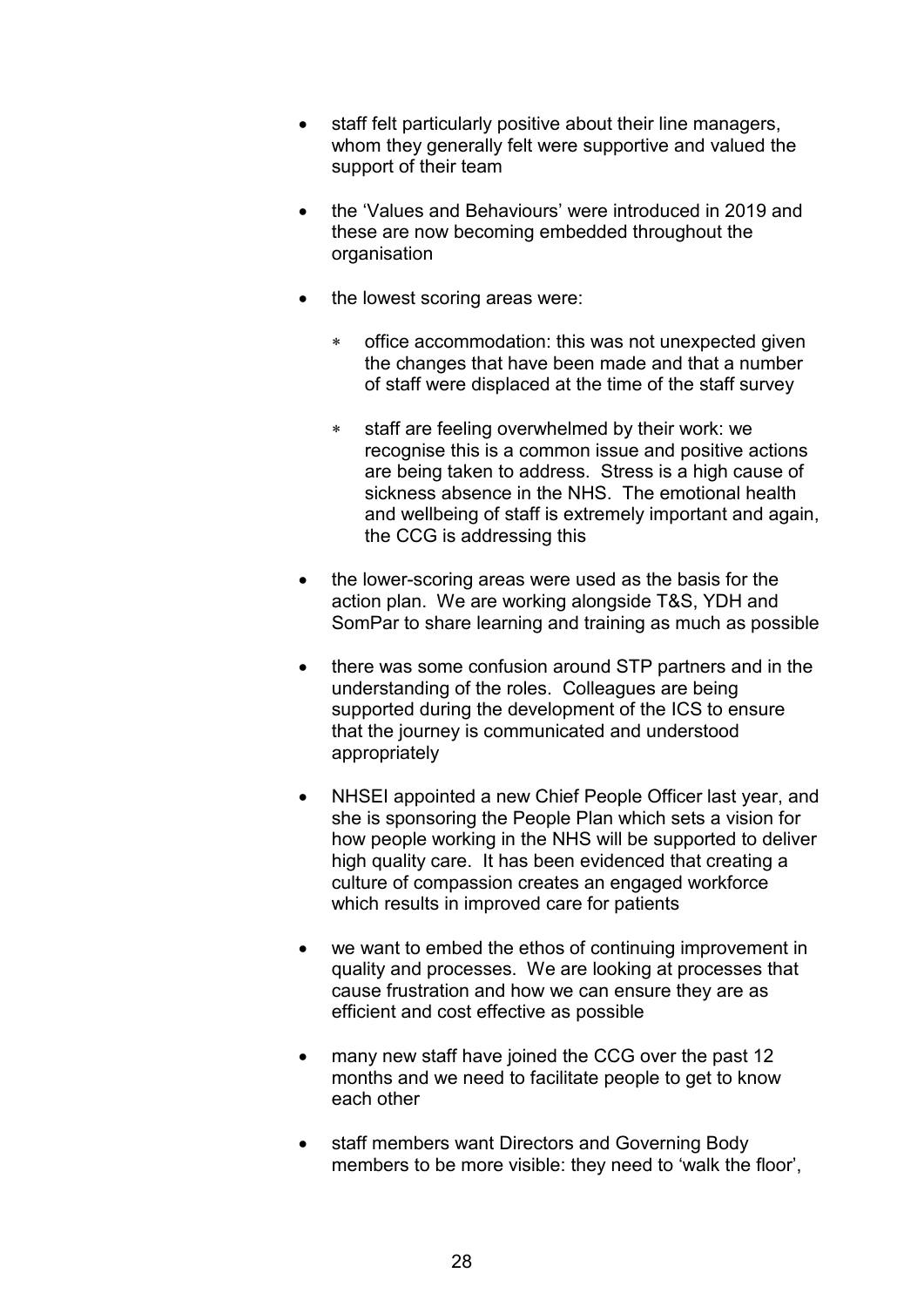- staff felt particularly positive about their line managers, whom they generally felt were supportive and valued the support of their team

- the 'Values and Behaviours' were introduced in 2019 and these are now becoming embedded throughout the organisation

- the lowest scoring areas were:

    * office accommodation: this was not unexpected given the changes that have been made and that a number of staff were displaced at the time of the staff survey

    * staff are feeling overwhelmed by their work: we recognise this is a common issue and positive actions are being taken to address. Stress is a high cause of sickness absence in the NHS. The emotional health and wellbeing of staff is extremely important and again, the CCG is addressing this

- the lower-scoring areas were used as the basis for the action plan. We are working alongside T&S, YDH and SomPar to share learning and training as much as possible

- there was some confusion around STP partners and in the understanding of the roles. Colleagues are being supported during the development of the ICS to ensure that the journey is communicated and understood appropriately

- NHSEI appointed a new Chief People Officer last year, and she is sponsoring the People Plan which sets a vision for how people working in the NHS will be supported to deliver high quality care. It has been evidenced that creating a culture of compassion creates an engaged workforce which results in improved care for patients

- we want to embed the ethos of continuing improvement in quality and processes. We are looking at processes that cause frustration and how we can ensure they are as efficient and cost effective as possible

- many new staff have joined the CCG over the past 12 months and we need to facilitate people to get to know each other

- staff members want Directors and Governing Body members to be more visible: they need to 'walk the floor',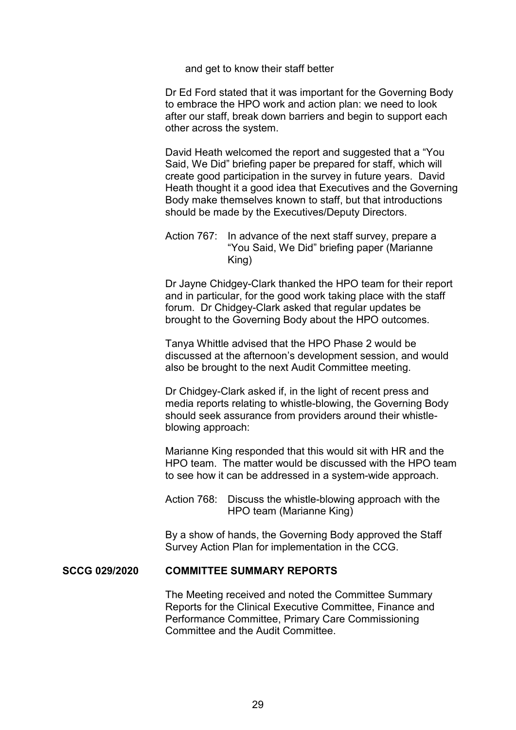and get to know their staff better

Dr Ed Ford stated that it was important for the Governing Body to embrace the HPO work and action plan: we need to look after our staff, break down barriers and begin to support each other across the system.

David Heath welcomed the report and suggested that a "You Said, We Did" briefing paper be prepared for staff, which will create good participation in the survey in future years. David Heath thought it a good idea that Executives and the Governing Body make themselves known to staff, but that introductions should be made by the Executives/Deputy Directors.

Action 767: In advance of the next staff survey, prepare a "You Said, We Did" briefing paper (Marianne King)

Dr Jayne Chidgey-Clark thanked the HPO team for their report and in particular, for the good work taking place with the staff forum. Dr Chidgey-Clark asked that regular updates be brought to the Governing Body about the HPO outcomes.

Tanya Whittle advised that the HPO Phase 2 would be discussed at the afternoon's development session, and would also be brought to the next Audit Committee meeting.

Dr Chidgey-Clark asked if, in the light of recent press and media reports relating to whistle-blowing, the Governing Body should seek assurance from providers around their whistle-blowing approach:

Marianne King responded that this would sit with HR and the HPO team. The matter would be discussed with the HPO team to see how it can be addressed in a system-wide approach.

Action 768: Discuss the whistle-blowing approach with the HPO team (Marianne King)

By a show of hands, the Governing Body approved the Staff Survey Action Plan for implementation in the CCG.

**SCCG 029/2020 COMMITTEE SUMMARY REPORTS**

The Meeting received and noted the Committee Summary Reports for the Clinical Executive Committee, Finance and Performance Committee, Primary Care Commissioning Committee and the Audit Committee.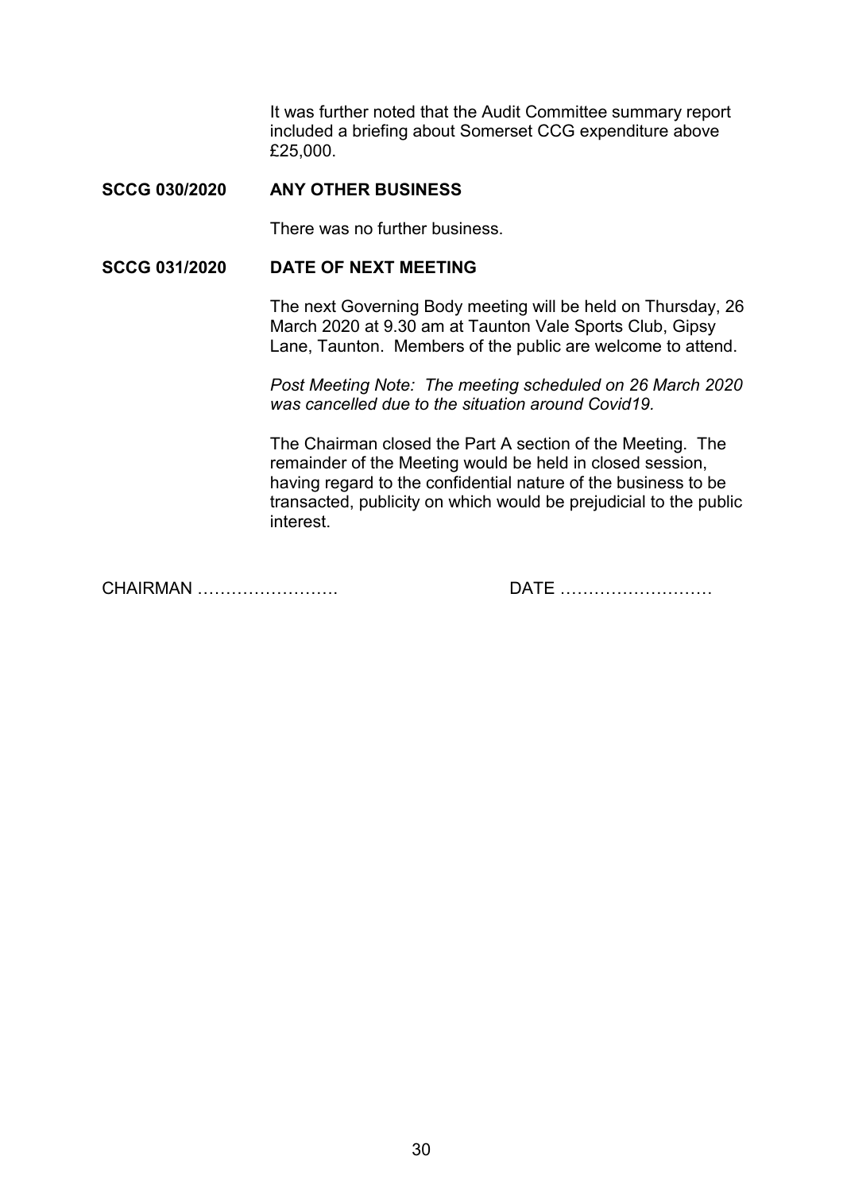It was further noted that the Audit Committee summary report included a briefing about Somerset CCG expenditure above £25,000.

**SCCG 030/2020 ANY OTHER BUSINESS**

There was no further business.

**SCCG 031/2020 DATE OF NEXT MEETING**

The next Governing Body meeting will be held on Thursday, 26 March 2020 at 9.30 am at Taunton Vale Sports Club, Gipsy Lane, Taunton. Members of the public are welcome to attend.

*Post Meeting Note: The meeting scheduled on 26 March 2020 was cancelled due to the situation around Covid19.*

The Chairman closed the Part A section of the Meeting. The remainder of the Meeting would be held in closed session, having regard to the confidential nature of the business to be transacted, publicity on which would be prejudicial to the public interest.

CHAIRMAN ……………………. DATE ………………………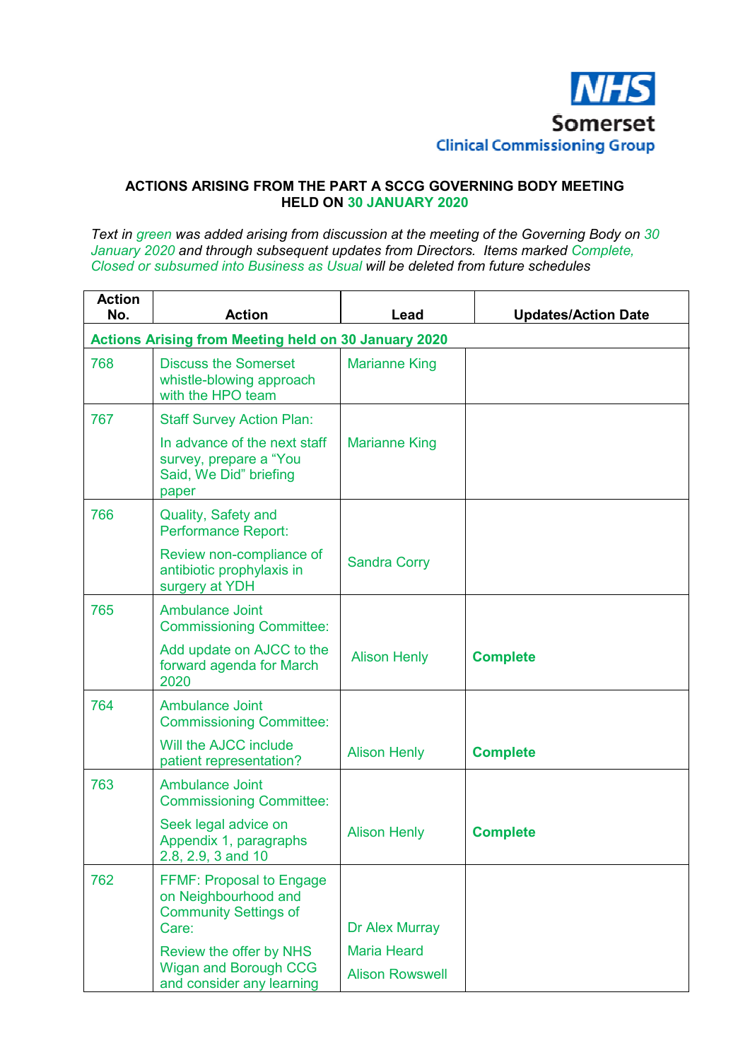NHS
Somerset
Clinical Commissioning Group

**ACTIONS ARISING FROM THE PART A SCCG GOVERNING BODY MEETING HELD ON 30 JANUARY 2020**

*Text in green was added arising from discussion at the meeting of the Governing Body on 30 January 2020 and through subsequent updates from Directors. Items marked Complete, Closed or subsumed into Business as Usual will be deleted from future schedules*

| Action No. | Action | Lead | Updates/Action Date |
|---|---|---|---|
| **Actions Arising from Meeting held on 30 January 2020** | | | |
| 768 | Discuss the Somerset whistle-blowing approach with the HPO team | Marianne King | |
| 767 | Staff Survey Action Plan:<br>In advance of the next staff survey, prepare a "You Said, We Did" briefing paper | Marianne King | |
| 766 | Quality, Safety and Performance Report:<br>Review non-compliance of antibiotic prophylaxis in surgery at YDH | Sandra Corry | |
| 765 | Ambulance Joint Commissioning Committee:<br>Add update on AJCC to the forward agenda for March 2020 | Alison Henly | **Complete** |
| 764 | Ambulance Joint Commissioning Committee:<br>Will the AJCC include patient representation? | Alison Henly | **Complete** |
| 763 | Ambulance Joint Commissioning Committee:<br>Seek legal advice on Appendix 1, paragraphs 2.8, 2.9, 3 and 10 | Alison Henly | **Complete** |
| 762 | FFMF: Proposal to Engage on Neighbourhood and Community Settings of Care:<br>Review the offer by NHS Wigan and Borough CCG and consider any learning | Dr Alex Murray<br>Maria Heard<br>Alison Rowswell | |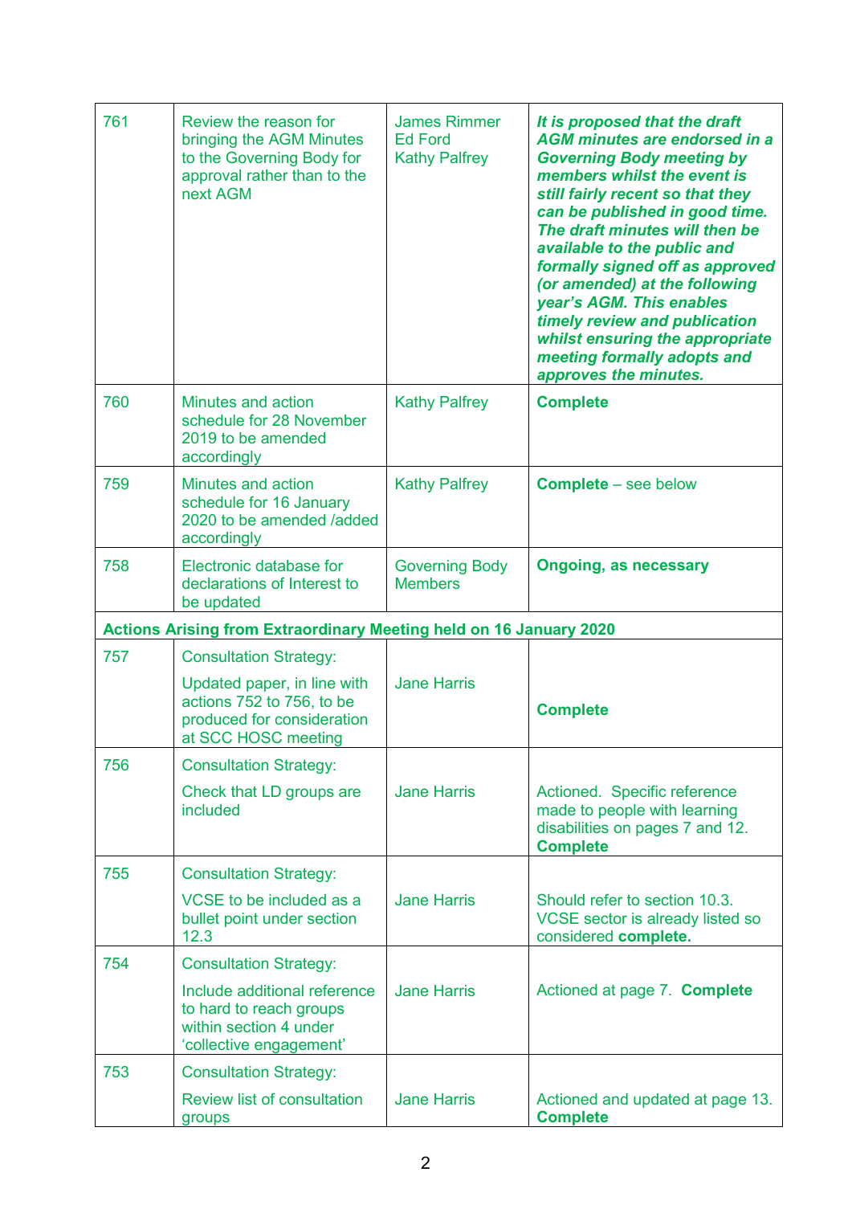| | | | |
|---|---|---|---|
| 761 | Review the reason for bringing the AGM Minutes to the Governing Body for approval rather than to the next AGM | James Rimmer<br>Ed Ford<br>Kathy Palfrey | ***It is proposed that the draft AGM minutes are endorsed in a Governing Body meeting by members whilst the event is still fairly recent so that they can be published in good time. The draft minutes will then be available to the public and formally signed off as approved (or amended) at the following year's AGM. This enables timely review and publication whilst ensuring the appropriate meeting formally adopts and approves the minutes.*** |
| 760 | Minutes and action schedule for 28 November 2019 to be amended accordingly | Kathy Palfrey | **Complete** |
| 759 | Minutes and action schedule for 16 January 2020 to be amended /added accordingly | Kathy Palfrey | **Complete** – see below |
| 758 | Electronic database for declarations of Interest to be updated | Governing Body Members | **Ongoing, as necessary** |
| **Actions Arising from Extraordinary Meeting held on 16 January 2020** | | | |
| 757 | Consultation Strategy:<br>Updated paper, in line with actions 752 to 756, to be produced for consideration at SCC HOSC meeting | Jane Harris | **Complete** |
| 756 | Consultation Strategy:<br>Check that LD groups are included | Jane Harris | Actioned. Specific reference made to people with learning disabilities on pages 7 and 12. **Complete** |
| 755 | Consultation Strategy:<br>VCSE to be included as a bullet point under section 12.3 | Jane Harris | Should refer to section 10.3. VCSE sector is already listed so considered **complete.** |
| 754 | Consultation Strategy:<br>Include additional reference to hard to reach groups within section 4 under 'collective engagement' | Jane Harris | Actioned at page 7. **Complete** |
| 753 | Consultation Strategy:<br>Review list of consultation groups | Jane Harris | Actioned and updated at page 13. **Complete** |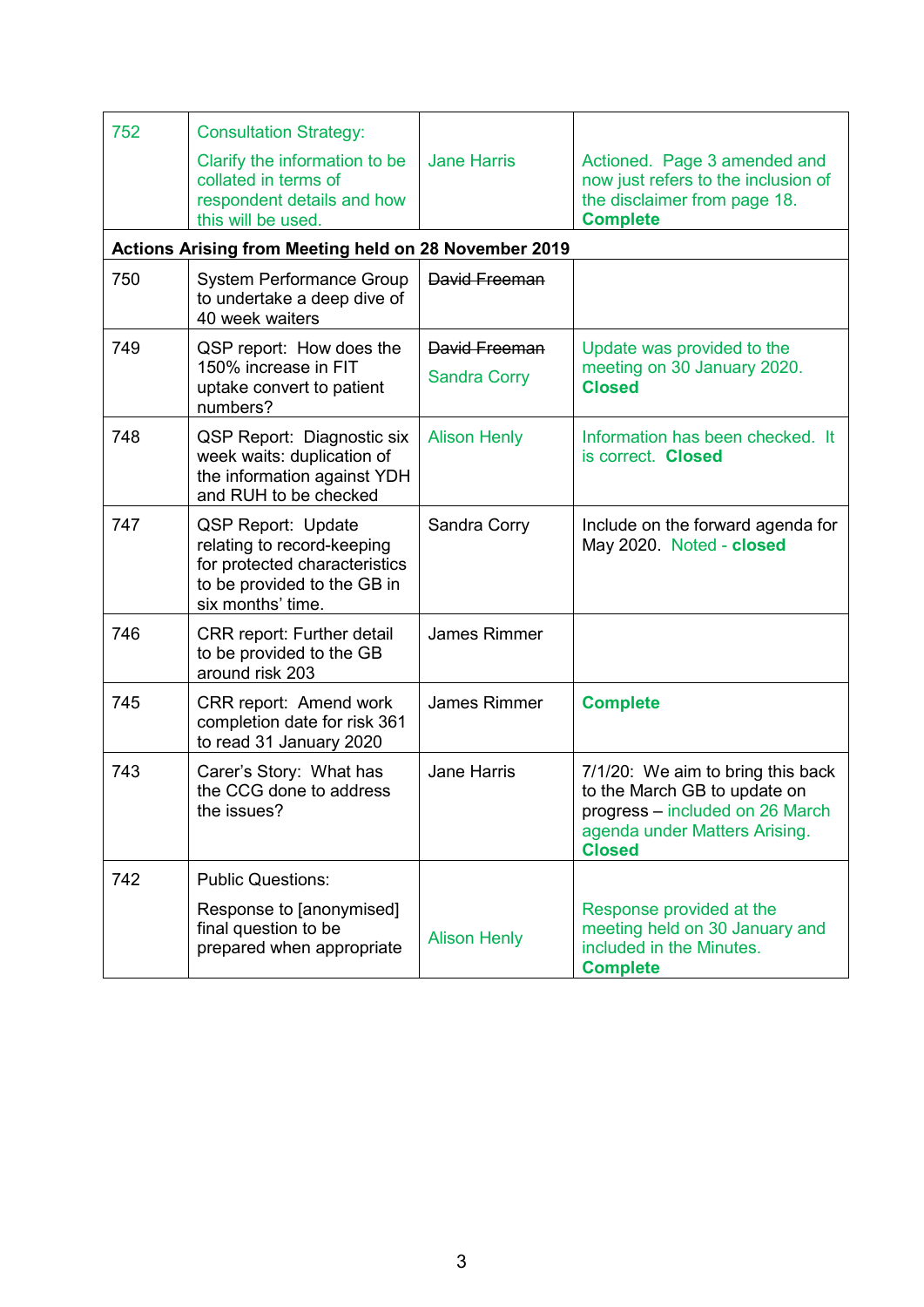| | | | |
|---|---|---|---|
| 752 | Consultation Strategy:<br><br>Clarify the information to be collated in terms of respondent details and how this will be used. | Jane Harris | Actioned. Page 3 amended and now just refers to the inclusion of the disclaimer from page 18. **Complete** |
| **Actions Arising from Meeting held on 28 November 2019** | | | |
| 750 | System Performance Group to undertake a deep dive of 40 week waiters | ~~David Freeman~~ | |
| 749 | QSP report: How does the 150% increase in FIT uptake convert to patient numbers? | ~~David Freeman~~<br><br>Sandra Corry | Update was provided to the meeting on 30 January 2020. **Closed** |
| 748 | QSP Report: Diagnostic six week waits: duplication of the information against YDH and RUH to be checked | Alison Henly | Information has been checked. It is correct. **Closed** |
| 747 | QSP Report: Update relating to record-keeping for protected characteristics to be provided to the GB in six months' time. | Sandra Corry | Include on the forward agenda for May 2020. Noted - **closed** |
| 746 | CRR report: Further detail to be provided to the GB around risk 203 | James Rimmer | |
| 745 | CRR report: Amend work completion date for risk 361 to read 31 January 2020 | James Rimmer | **Complete** |
| 743 | Carer's Story: What has the CCG done to address the issues? | Jane Harris | 7/1/20: We aim to bring this back to the March GB to update on progress – included on 26 March agenda under Matters Arising. **Closed** |
| 742 | Public Questions:<br><br>Response to [anonymised] final question to be prepared when appropriate | Alison Henly | Response provided at the meeting held on 30 January and included in the Minutes. **Complete** |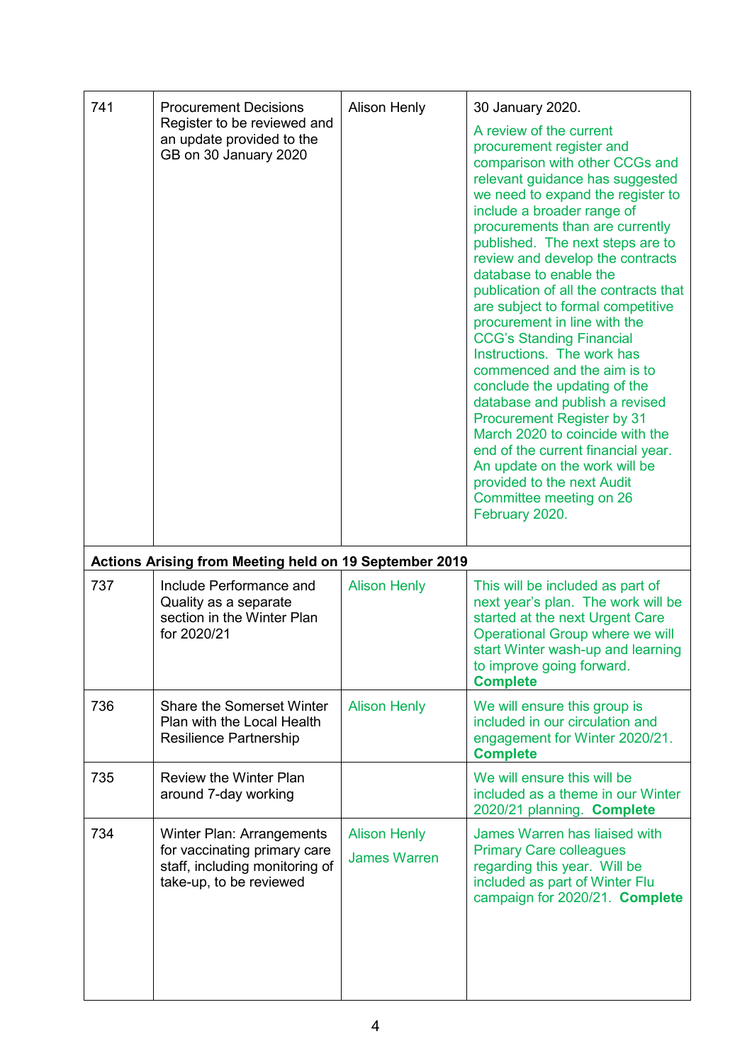| 741 | Procurement Decisions Register to be reviewed and an update provided to the GB on 30 January 2020 | Alison Henly | 30 January 2020.<br>A review of the current procurement register and comparison with other CCGs and relevant guidance has suggested we need to expand the register to include a broader range of procurements than are currently published. The next steps are to review and develop the contracts database to enable the publication of all the contracts that are subject to formal competitive procurement in line with the CCG's Standing Financial Instructions. The work has commenced and the aim is to conclude the updating of the database and publish a revised Procurement Register by 31 March 2020 to coincide with the end of the current financial year. An update on the work will be provided to the next Audit Committee meeting on 26 February 2020. |
|---|---|---|---|
| **Actions Arising from Meeting held on 19 September 2019** | | | |
| 737 | Include Performance and Quality as a separate section in the Winter Plan for 2020/21 | Alison Henly | This will be included as part of next year's plan. The work will be started at the next Urgent Care Operational Group where we will start Winter wash-up and learning to improve going forward. **Complete** |
| 736 | Share the Somerset Winter Plan with the Local Health Resilience Partnership | Alison Henly | We will ensure this group is included in our circulation and engagement for Winter 2020/21. **Complete** |
| 735 | Review the Winter Plan around 7-day working | | We will ensure this will be included as a theme in our Winter 2020/21 planning. **Complete** |
| 734 | Winter Plan: Arrangements for vaccinating primary care staff, including monitoring of take-up, to be reviewed | Alison Henly<br>James Warren | James Warren has liaised with Primary Care colleagues regarding this year. Will be included as part of Winter Flu campaign for 2020/21. **Complete** |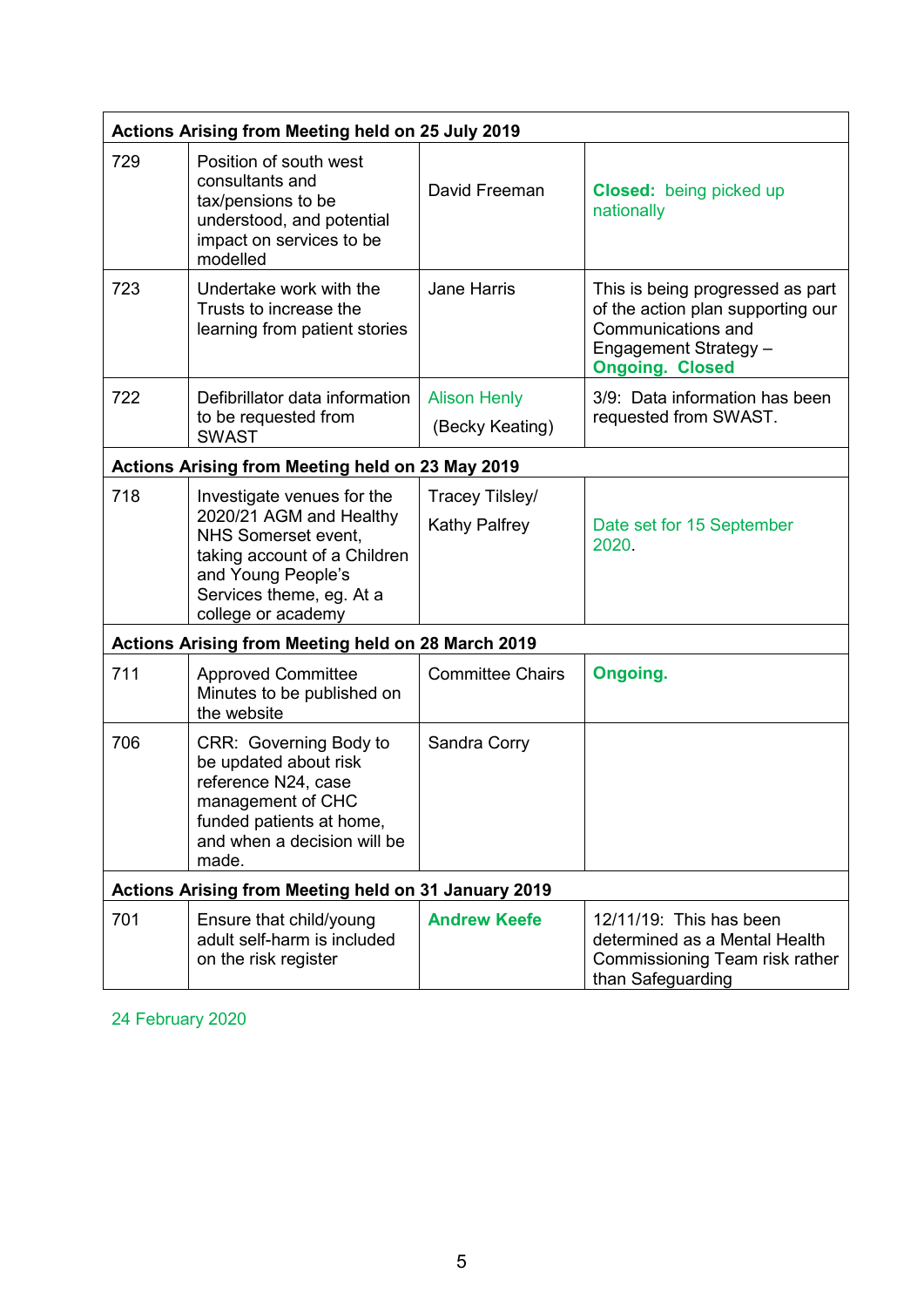| | | | |
|---|---|---|---|
| **Actions Arising from Meeting held on 25 July 2019** | | | |
| 729 | Position of south west consultants and tax/pensions to be understood, and potential impact on services to be modelled | David Freeman | **Closed:** being picked up nationally |
| 723 | Undertake work with the Trusts to increase the learning from patient stories | Jane Harris | This is being progressed as part of the action plan supporting our Communications and Engagement Strategy – **Ongoing. Closed** |
| 722 | Defibrillator data information to be requested from SWAST | Alison Henly (Becky Keating) | 3/9: Data information has been requested from SWAST. |
| **Actions Arising from Meeting held on 23 May 2019** | | | |
| 718 | Investigate venues for the 2020/21 AGM and Healthy NHS Somerset event, taking account of a Children and Young People's Services theme, eg. At a college or academy | Tracey Tilsley/ Kathy Palfrey | Date set for 15 September 2020. |
| **Actions Arising from Meeting held on 28 March 2019** | | | |
| 711 | Approved Committee Minutes to be published on the website | Committee Chairs | **Ongoing.** |
| 706 | CRR: Governing Body to be updated about risk reference N24, case management of CHC funded patients at home, and when a decision will be made. | Sandra Corry | |
| **Actions Arising from Meeting held on 31 January 2019** | | | |
| 701 | Ensure that child/young adult self-harm is included on the risk register | **Andrew Keefe** | 12/11/19: This has been determined as a Mental Health Commissioning Team risk rather than Safeguarding |

24 February 2020